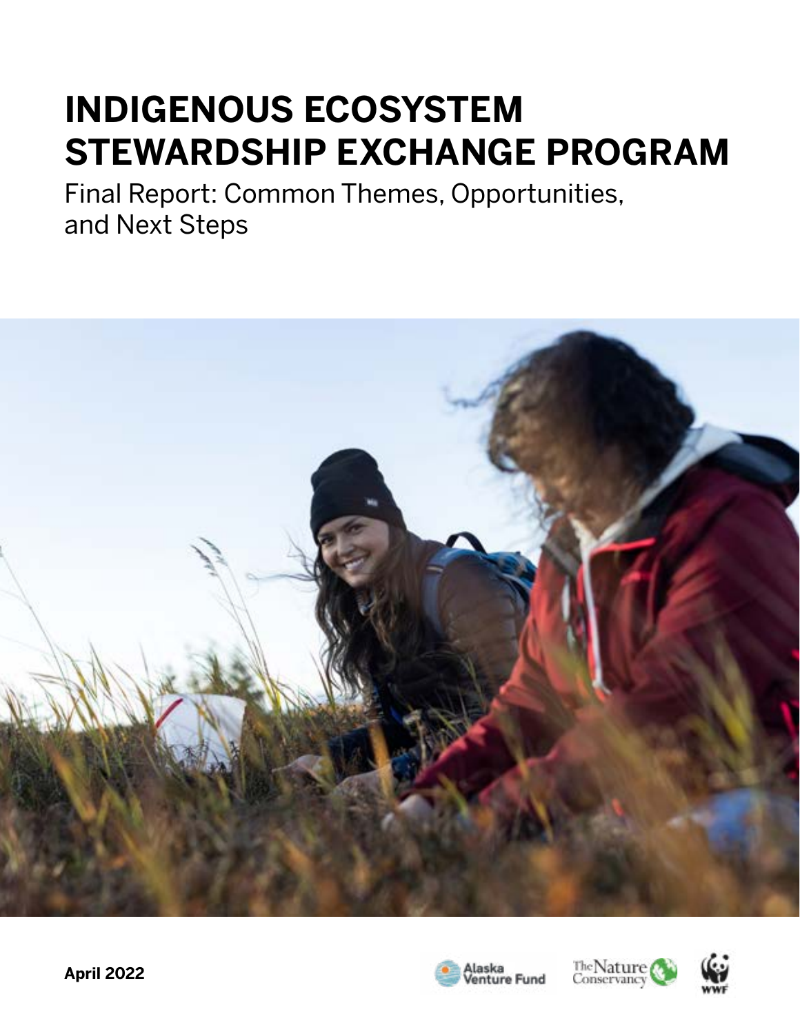# INDIGENOUS ECOSYSTEM STEWARDSHIP EXCHANGE PROGRAM

Final Report: Common Themes, Opportunities, and Next Steps

**April 2022**

Alaska Venture Fund

The Nature Conservancy

WWF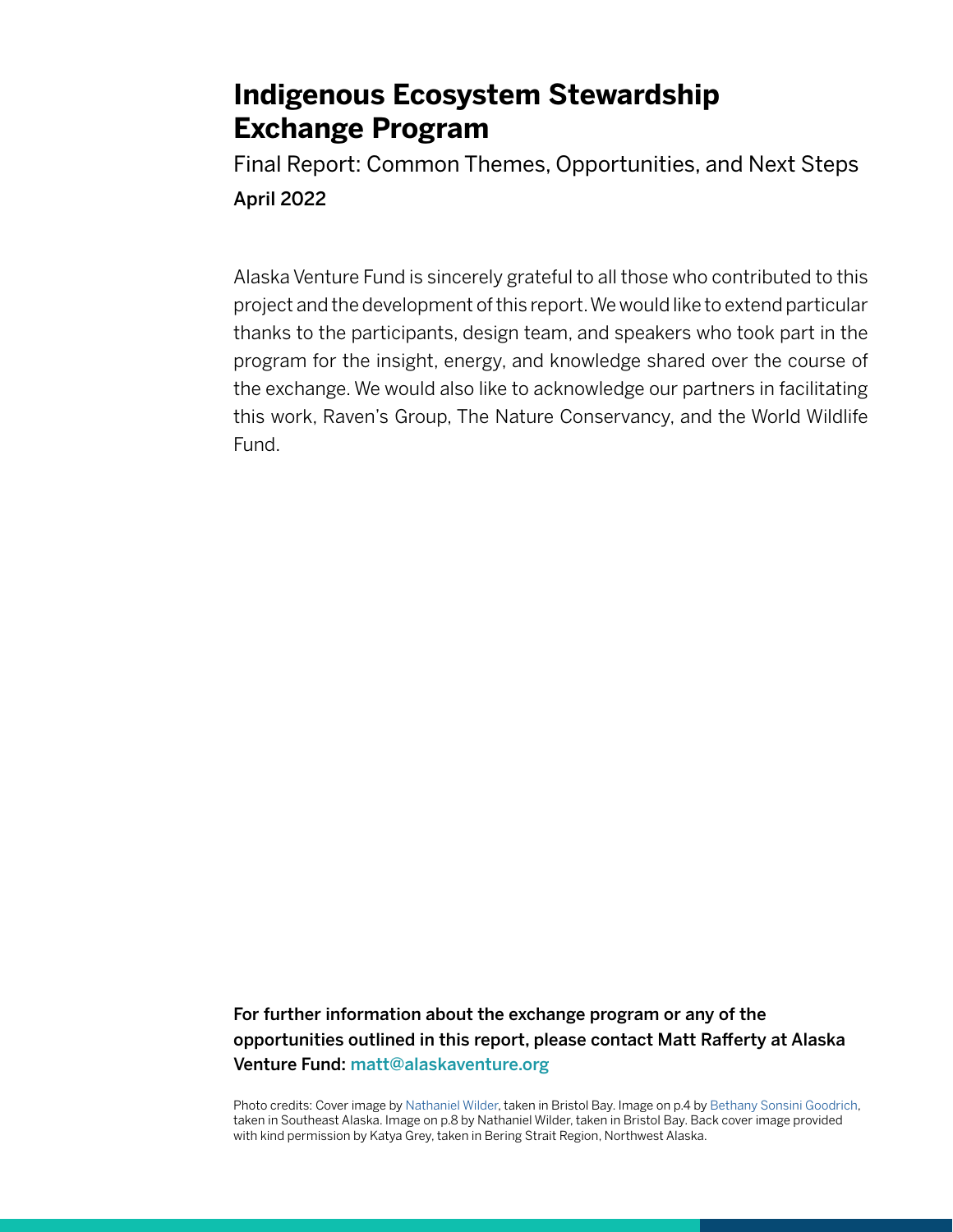# Indigenous Ecosystem Stewardship Exchange Program

Final Report: Common Themes, Opportunities, and Next Steps

April 2022

Alaska Venture Fund is sincerely grateful to all those who contributed to this project and the development of this report. We would like to extend particular thanks to the participants, design team, and speakers who took part in the program for the insight, energy, and knowledge shared over the course of the exchange. We would also like to acknowledge our partners in facilitating this work, Raven's Group, The Nature Conservancy, and the World Wildlife Fund.

**For further information about the exchange program or any of the opportunities outlined in this report, please contact Matt Rafferty at Alaska Venture Fund: matt@alaskaventure.org**

Photo credits: Cover image by Nathaniel Wilder, taken in Bristol Bay. Image on p.4 by Bethany Sonsini Goodrich, taken in Southeast Alaska. Image on p.8 by Nathaniel Wilder, taken in Bristol Bay. Back cover image provided with kind permission by Katya Grey, taken in Bering Strait Region, Northwest Alaska.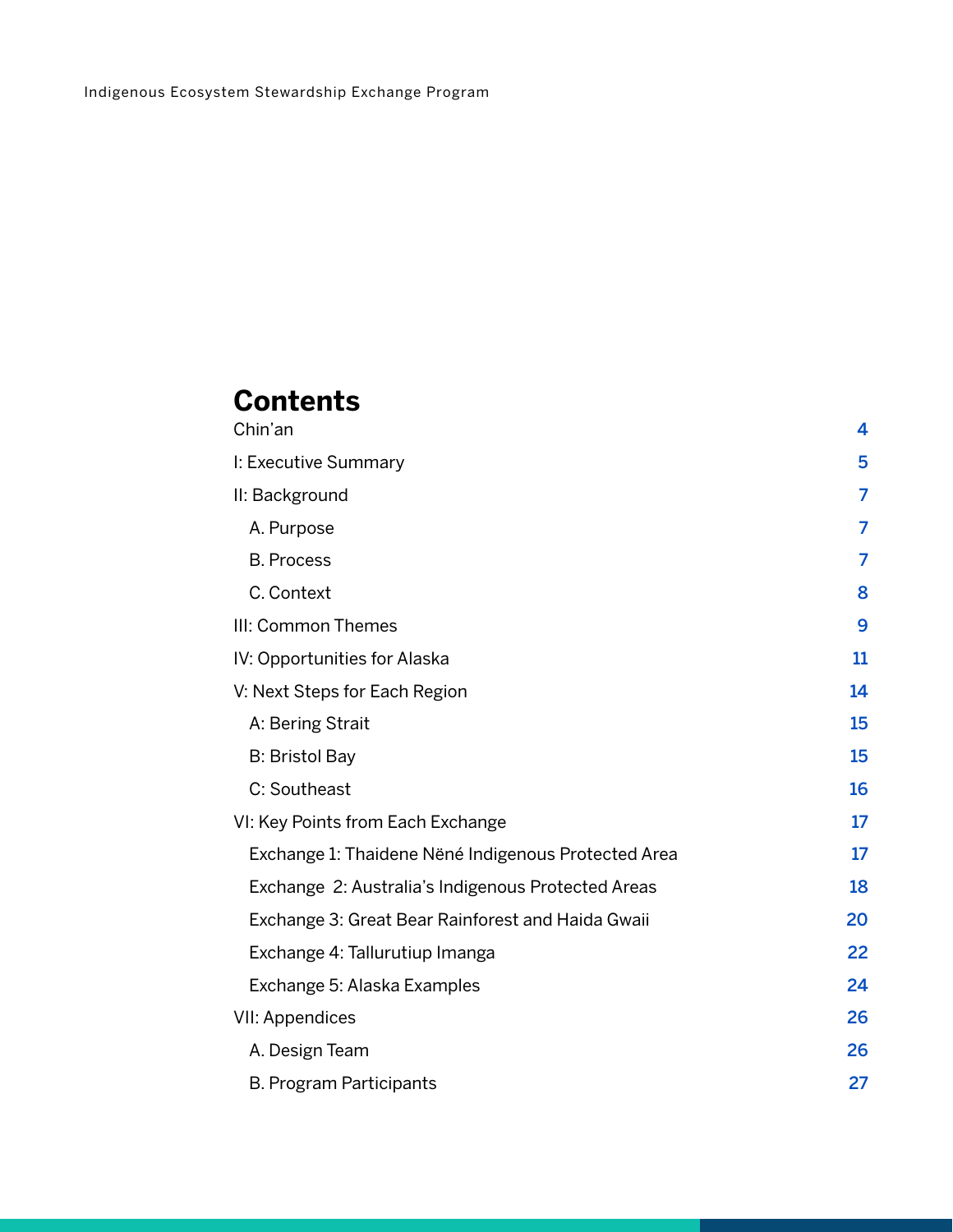# Contents

| | |
|---|---|
| Chin'an | 4 |
| I: Executive Summary | 5 |
| II: Background | 7 |
| A. Purpose | 7 |
| B. Process | 7 |
| C. Context | 8 |
| III: Common Themes | 9 |
| IV: Opportunities for Alaska | 11 |
| V: Next Steps for Each Region | 14 |
| A: Bering Strait | 15 |
| B: Bristol Bay | 15 |
| C: Southeast | 16 |
| VI: Key Points from Each Exchange | 17 |
| Exchange 1: Thaidene Nëné Indigenous Protected Area | 17 |
| Exchange 2: Australia's Indigenous Protected Areas | 18 |
| Exchange 3: Great Bear Rainforest and Haida Gwaii | 20 |
| Exchange 4: Tallurutiup Imanga | 22 |
| Exchange 5: Alaska Examples | 24 |
| VII: Appendices | 26 |
| A. Design Team | 26 |
| B. Program Participants | 27 |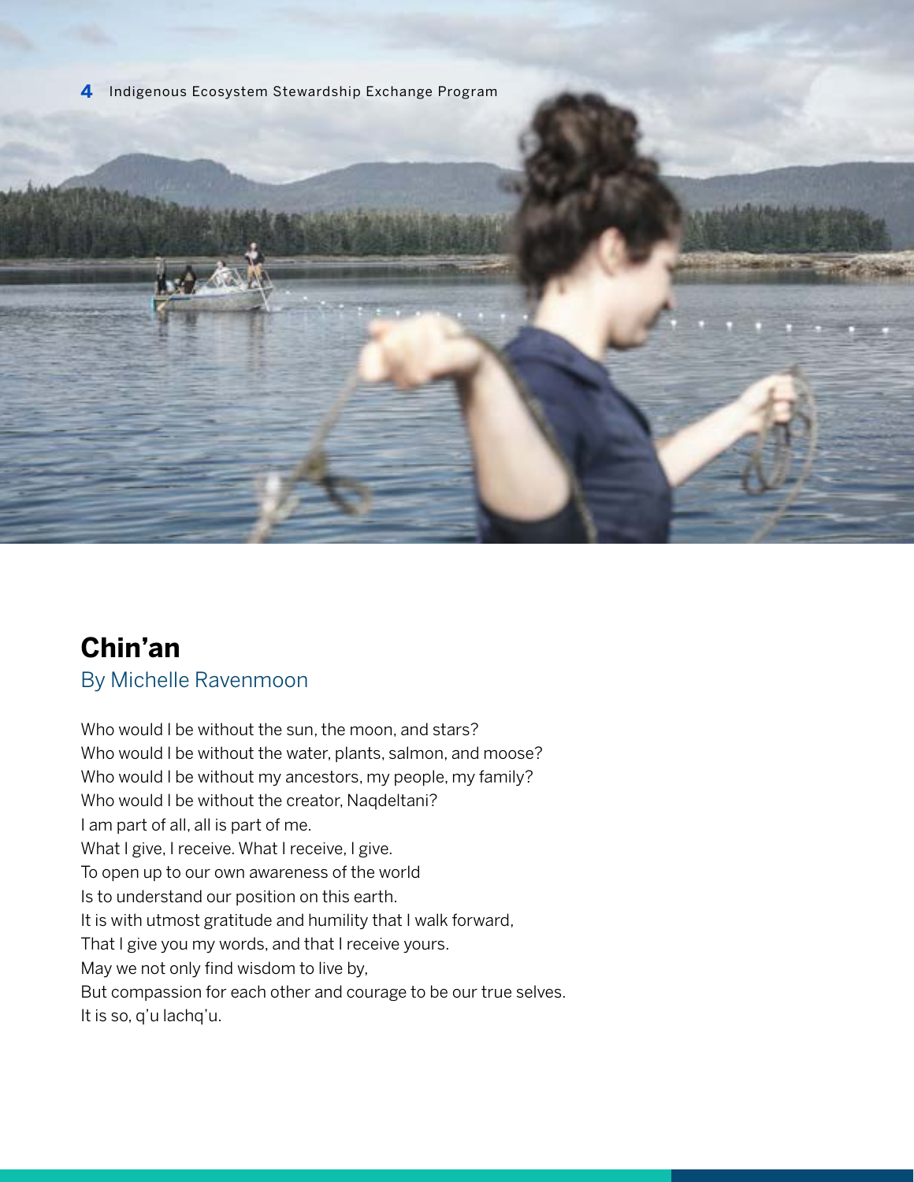## Chin'an

By Michelle Ravenmoon

Who would I be without the sun, the moon, and stars?
Who would I be without the water, plants, salmon, and moose?
Who would I be without my ancestors, my people, my family?
Who would I be without the creator, Naqdeltani?
I am part of all, all is part of me.
What I give, I receive. What I receive, I give.
To open up to our own awareness of the world
Is to understand our position on this earth.
It is with utmost gratitude and humility that I walk forward,
That I give you my words, and that I receive yours.
May we not only find wisdom to live by,
But compassion for each other and courage to be our true selves.
It is so, q'u lachq'u.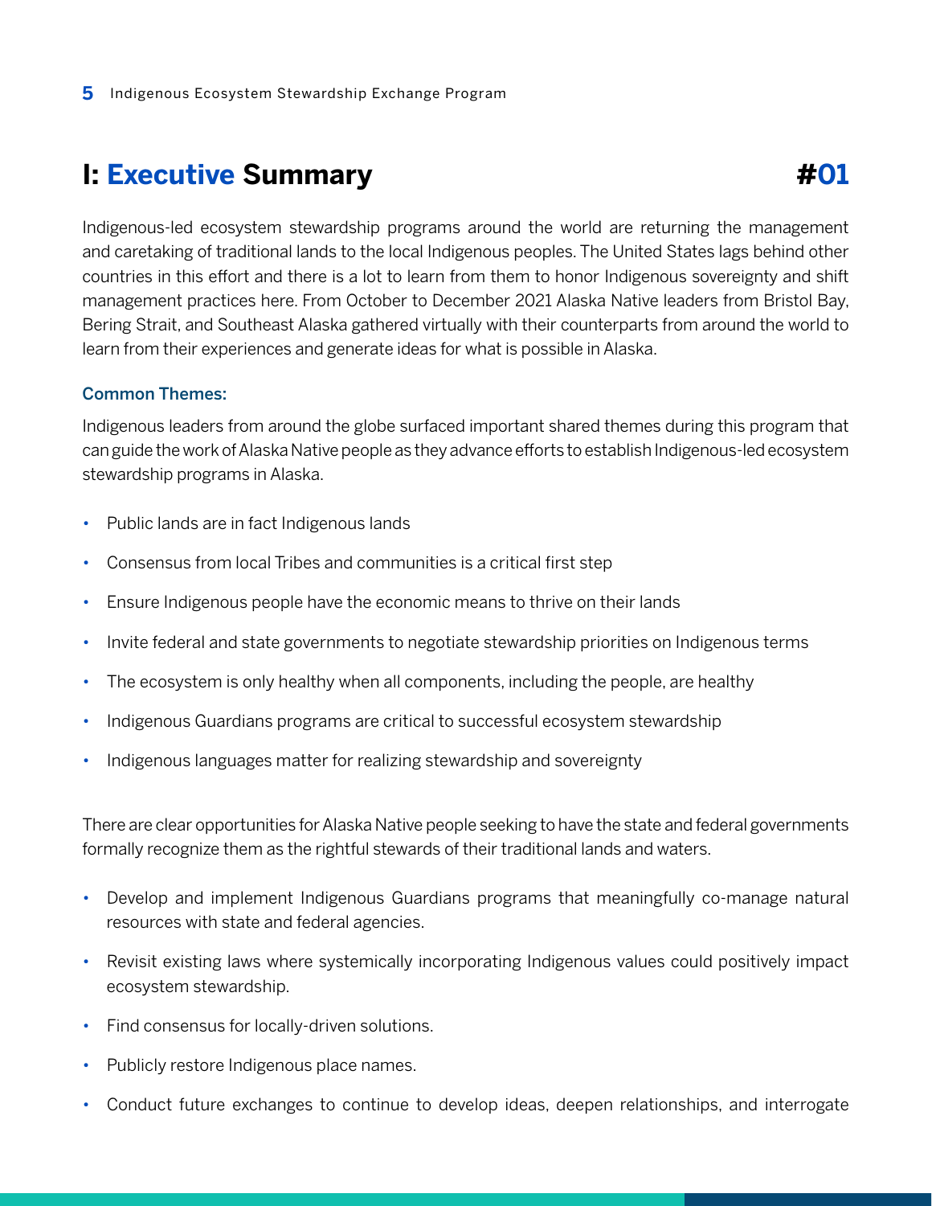# I: Executive Summary #01

Indigenous-led ecosystem stewardship programs around the world are returning the management and caretaking of traditional lands to the local Indigenous peoples. The United States lags behind other countries in this effort and there is a lot to learn from them to honor Indigenous sovereignty and shift management practices here. From October to December 2021 Alaska Native leaders from Bristol Bay, Bering Strait, and Southeast Alaska gathered virtually with their counterparts from around the world to learn from their experiences and generate ideas for what is possible in Alaska.

### Common Themes:

Indigenous leaders from around the globe surfaced important shared themes during this program that can guide the work of Alaska Native people as they advance efforts to establish Indigenous-led ecosystem stewardship programs in Alaska.

- Public lands are in fact Indigenous lands
- Consensus from local Tribes and communities is a critical first step
- Ensure Indigenous people have the economic means to thrive on their lands
- Invite federal and state governments to negotiate stewardship priorities on Indigenous terms
- The ecosystem is only healthy when all components, including the people, are healthy
- Indigenous Guardians programs are critical to successful ecosystem stewardship
- Indigenous languages matter for realizing stewardship and sovereignty

There are clear opportunities for Alaska Native people seeking to have the state and federal governments formally recognize them as the rightful stewards of their traditional lands and waters.

- Develop and implement Indigenous Guardians programs that meaningfully co-manage natural resources with state and federal agencies.
- Revisit existing laws where systemically incorporating Indigenous values could positively impact ecosystem stewardship.
- Find consensus for locally-driven solutions.
- Publicly restore Indigenous place names.
- Conduct future exchanges to continue to develop ideas, deepen relationships, and interrogate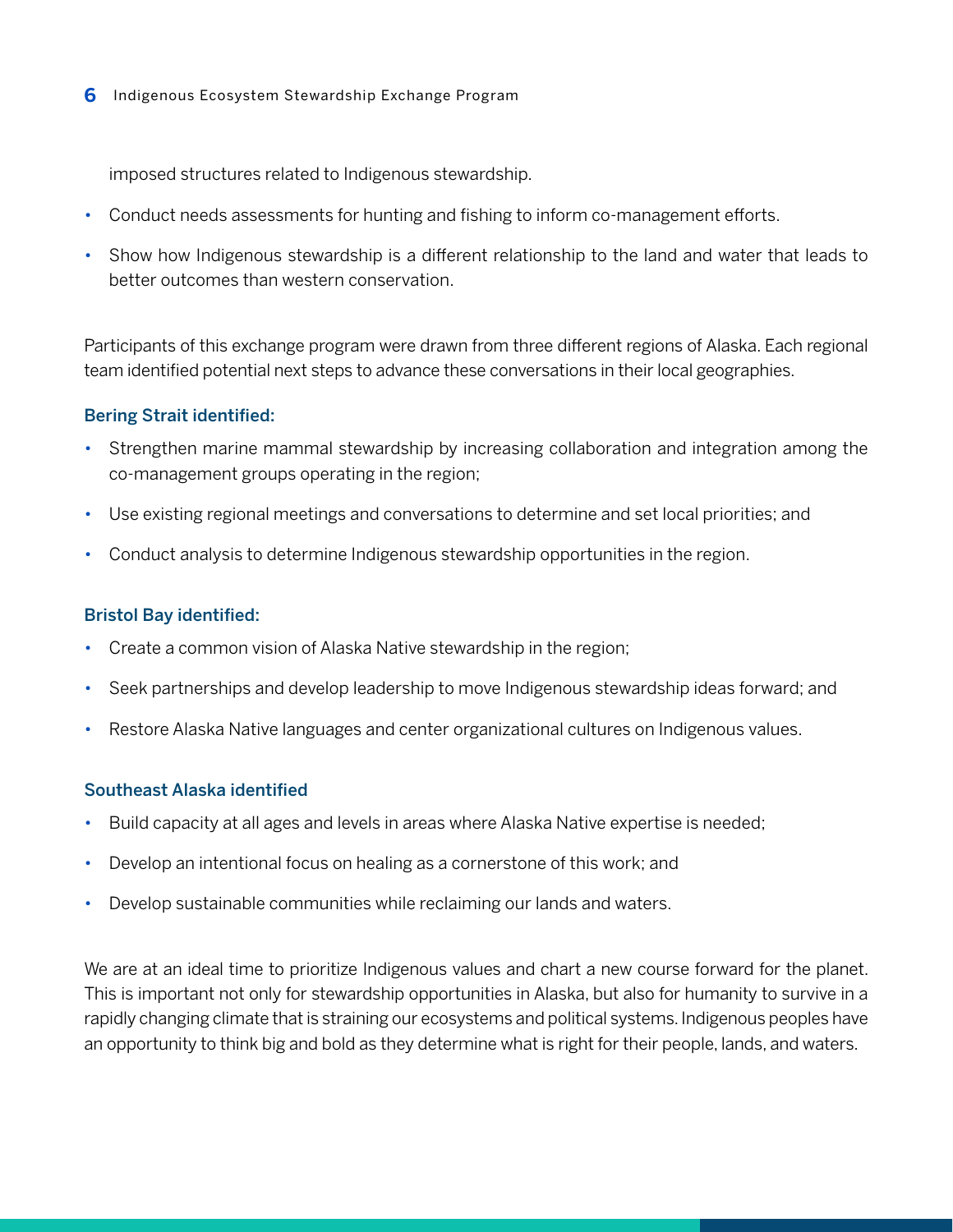imposed structures related to Indigenous stewardship.

- Conduct needs assessments for hunting and fishing to inform co-management efforts.
- Show how Indigenous stewardship is a different relationship to the land and water that leads to better outcomes than western conservation.

Participants of this exchange program were drawn from three different regions of Alaska. Each regional team identified potential next steps to advance these conversations in their local geographies.

### Bering Strait identified:

- Strengthen marine mammal stewardship by increasing collaboration and integration among the co-management groups operating in the region;
- Use existing regional meetings and conversations to determine and set local priorities; and
- Conduct analysis to determine Indigenous stewardship opportunities in the region.

### Bristol Bay identified:

- Create a common vision of Alaska Native stewardship in the region;
- Seek partnerships and develop leadership to move Indigenous stewardship ideas forward; and
- Restore Alaska Native languages and center organizational cultures on Indigenous values.

### Southeast Alaska identified

- Build capacity at all ages and levels in areas where Alaska Native expertise is needed;
- Develop an intentional focus on healing as a cornerstone of this work; and
- Develop sustainable communities while reclaiming our lands and waters.

We are at an ideal time to prioritize Indigenous values and chart a new course forward for the planet. This is important not only for stewardship opportunities in Alaska, but also for humanity to survive in a rapidly changing climate that is straining our ecosystems and political systems. Indigenous peoples have an opportunity to think big and bold as they determine what is right for their people, lands, and waters.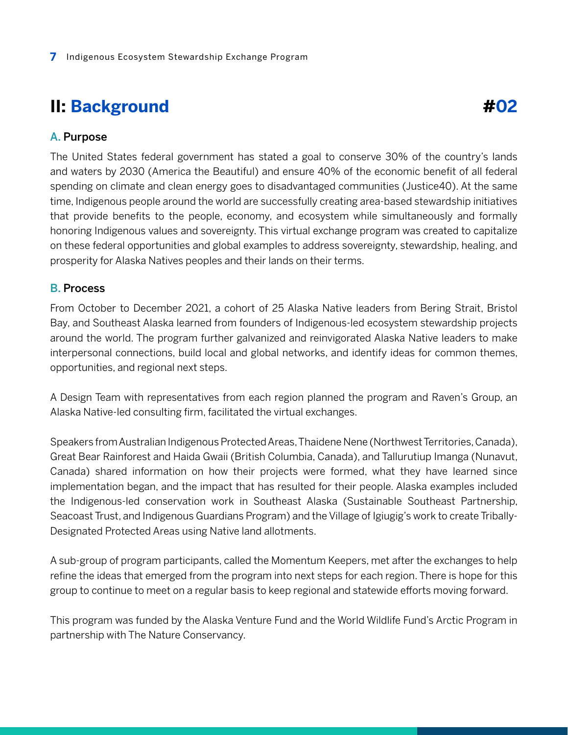## II: Background #02

### A. Purpose

The United States federal government has stated a goal to conserve 30% of the country's lands and waters by 2030 (America the Beautiful) and ensure 40% of the economic benefit of all federal spending on climate and clean energy goes to disadvantaged communities (Justice40). At the same time, Indigenous people around the world are successfully creating area-based stewardship initiatives that provide benefits to the people, economy, and ecosystem while simultaneously and formally honoring Indigenous values and sovereignty. This virtual exchange program was created to capitalize on these federal opportunities and global examples to address sovereignty, stewardship, healing, and prosperity for Alaska Natives peoples and their lands on their terms.

### B. Process

From October to December 2021, a cohort of 25 Alaska Native leaders from Bering Strait, Bristol Bay, and Southeast Alaska learned from founders of Indigenous-led ecosystem stewardship projects around the world. The program further galvanized and reinvigorated Alaska Native leaders to make interpersonal connections, build local and global networks, and identify ideas for common themes, opportunities, and regional next steps.

A Design Team with representatives from each region planned the program and Raven's Group, an Alaska Native-led consulting firm, facilitated the virtual exchanges.

Speakers from Australian Indigenous Protected Areas, Thaidene Nene (Northwest Territories, Canada), Great Bear Rainforest and Haida Gwaii (British Columbia, Canada), and Tallurutiup Imanga (Nunavut, Canada) shared information on how their projects were formed, what they have learned since implementation began, and the impact that has resulted for their people. Alaska examples included the Indigenous-led conservation work in Southeast Alaska (Sustainable Southeast Partnership, Seacoast Trust, and Indigenous Guardians Program) and the Village of Igiugig's work to create Tribally-Designated Protected Areas using Native land allotments.

A sub-group of program participants, called the Momentum Keepers, met after the exchanges to help refine the ideas that emerged from the program into next steps for each region. There is hope for this group to continue to meet on a regular basis to keep regional and statewide efforts moving forward.

This program was funded by the Alaska Venture Fund and the World Wildlife Fund's Arctic Program in partnership with The Nature Conservancy.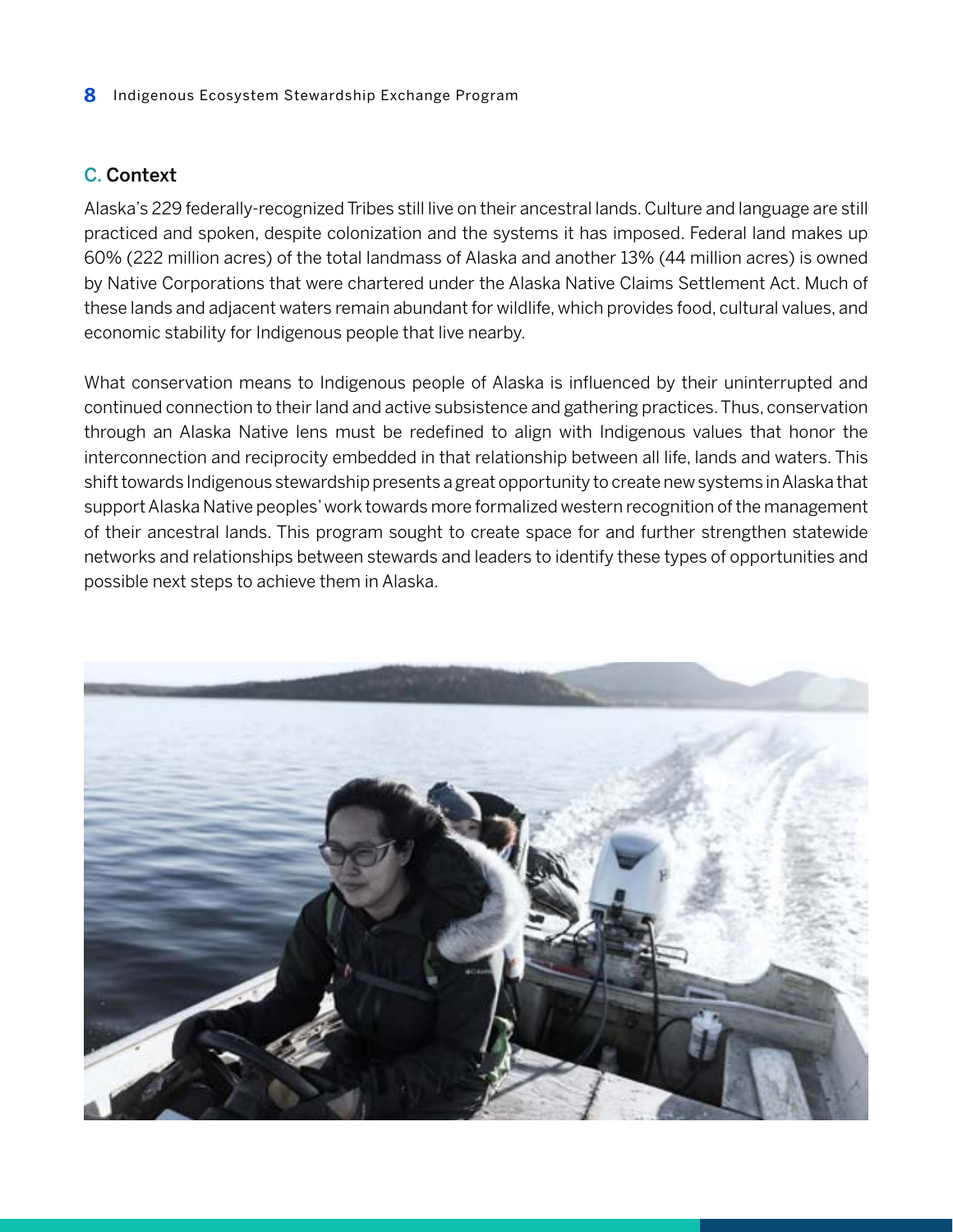## C. Context

Alaska's 229 federally-recognized Tribes still live on their ancestral lands. Culture and language are still practiced and spoken, despite colonization and the systems it has imposed. Federal land makes up 60% (222 million acres) of the total landmass of Alaska and another 13% (44 million acres) is owned by Native Corporations that were chartered under the Alaska Native Claims Settlement Act. Much of these lands and adjacent waters remain abundant for wildlife, which provides food, cultural values, and economic stability for Indigenous people that live nearby.

What conservation means to Indigenous people of Alaska is influenced by their uninterrupted and continued connection to their land and active subsistence and gathering practices. Thus, conservation through an Alaska Native lens must be redefined to align with Indigenous values that honor the interconnection and reciprocity embedded in that relationship between all life, lands and waters. This shift towards Indigenous stewardship presents a great opportunity to create new systems in Alaska that support Alaska Native peoples' work towards more formalized western recognition of the management of their ancestral lands. This program sought to create space for and further strengthen statewide networks and relationships between stewards and leaders to identify these types of opportunities and possible next steps to achieve them in Alaska.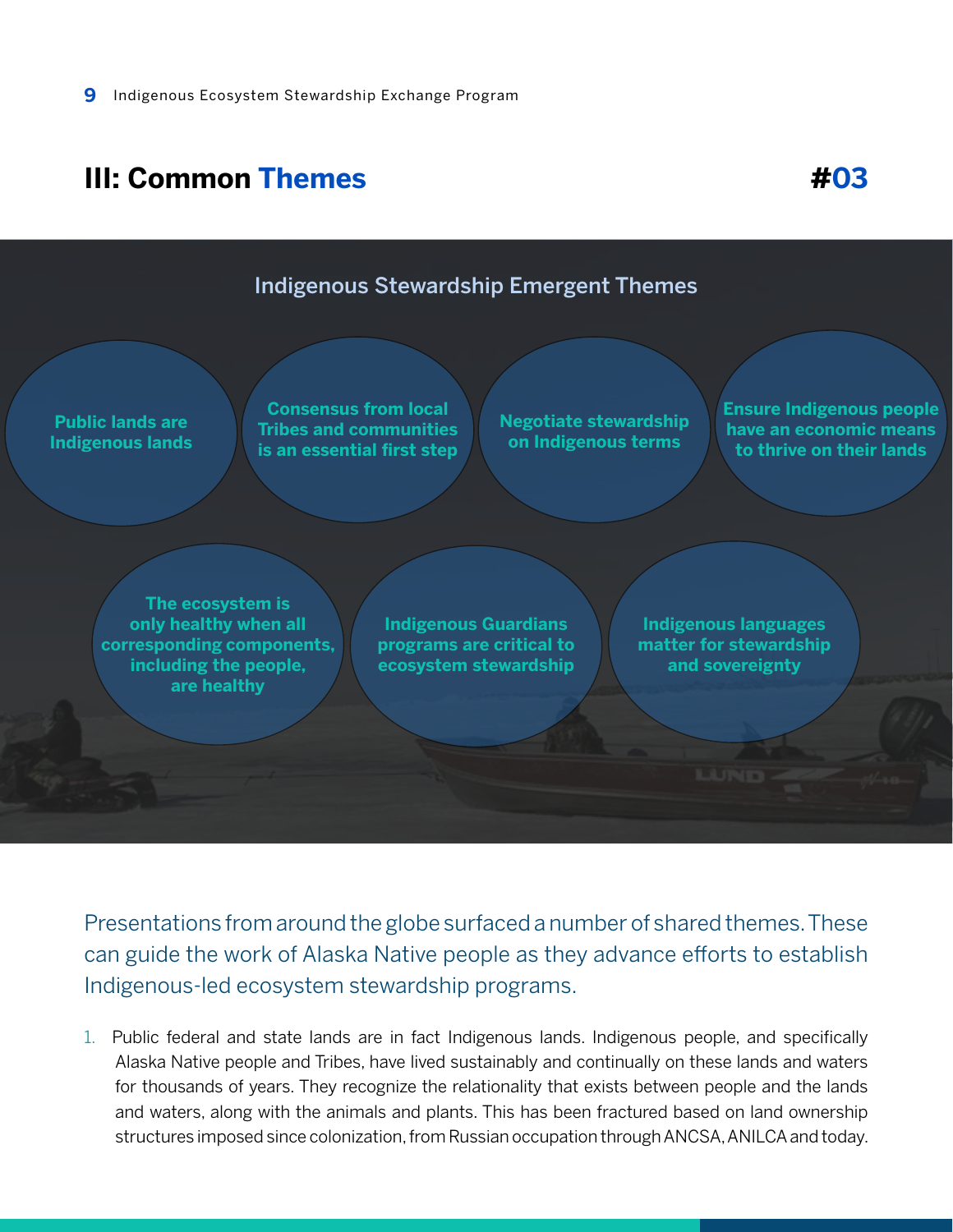## III: Common Themes

#03

### Indigenous Stewardship Emergent Themes

- Public lands are Indigenous lands
- Consensus from local Tribes and communities is an essential first step
- Negotiate stewardship on Indigenous terms
- Ensure Indigenous people have an economic means to thrive on their lands
- The ecosystem is only healthy when all corresponding components, including the people, are healthy
- Indigenous Guardians programs are critical to ecosystem stewardship
- Indigenous languages matter for stewardship and sovereignty

Presentations from around the globe surfaced a number of shared themes. These can guide the work of Alaska Native people as they advance efforts to establish Indigenous-led ecosystem stewardship programs.

1. Public federal and state lands are in fact Indigenous lands. Indigenous people, and specifically Alaska Native people and Tribes, have lived sustainably and continually on these lands and waters for thousands of years. They recognize the relationality that exists between people and the lands and waters, along with the animals and plants. This has been fractured based on land ownership structures imposed since colonization, from Russian occupation through ANCSA, ANILCA and today.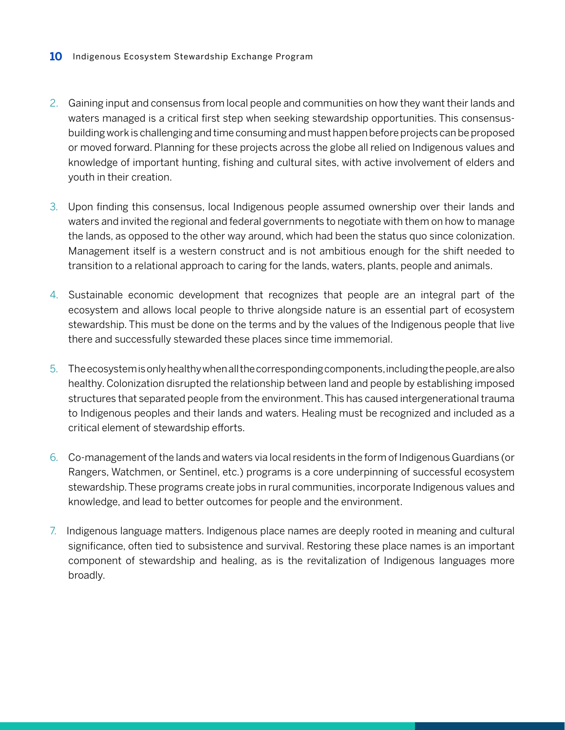2. Gaining input and consensus from local people and communities on how they want their lands and waters managed is a critical first step when seeking stewardship opportunities. This consensus-building work is challenging and time consuming and must happen before projects can be proposed or moved forward. Planning for these projects across the globe all relied on Indigenous values and knowledge of important hunting, fishing and cultural sites, with active involvement of elders and youth in their creation.

3. Upon finding this consensus, local Indigenous people assumed ownership over their lands and waters and invited the regional and federal governments to negotiate with them on how to manage the lands, as opposed to the other way around, which had been the status quo since colonization. Management itself is a western construct and is not ambitious enough for the shift needed to transition to a relational approach to caring for the lands, waters, plants, people and animals.

4. Sustainable economic development that recognizes that people are an integral part of the ecosystem and allows local people to thrive alongside nature is an essential part of ecosystem stewardship. This must be done on the terms and by the values of the Indigenous people that live there and successfully stewarded these places since time immemorial.

5. The ecosystem is only healthy when all the corresponding components, including the people, are also healthy. Colonization disrupted the relationship between land and people by establishing imposed structures that separated people from the environment. This has caused intergenerational trauma to Indigenous peoples and their lands and waters. Healing must be recognized and included as a critical element of stewardship efforts.

6. Co-management of the lands and waters via local residents in the form of Indigenous Guardians (or Rangers, Watchmen, or Sentinel, etc.) programs is a core underpinning of successful ecosystem stewardship. These programs create jobs in rural communities, incorporate Indigenous values and knowledge, and lead to better outcomes for people and the environment.

7. Indigenous language matters. Indigenous place names are deeply rooted in meaning and cultural significance, often tied to subsistence and survival. Restoring these place names is an important component of stewardship and healing, as is the revitalization of Indigenous languages more broadly.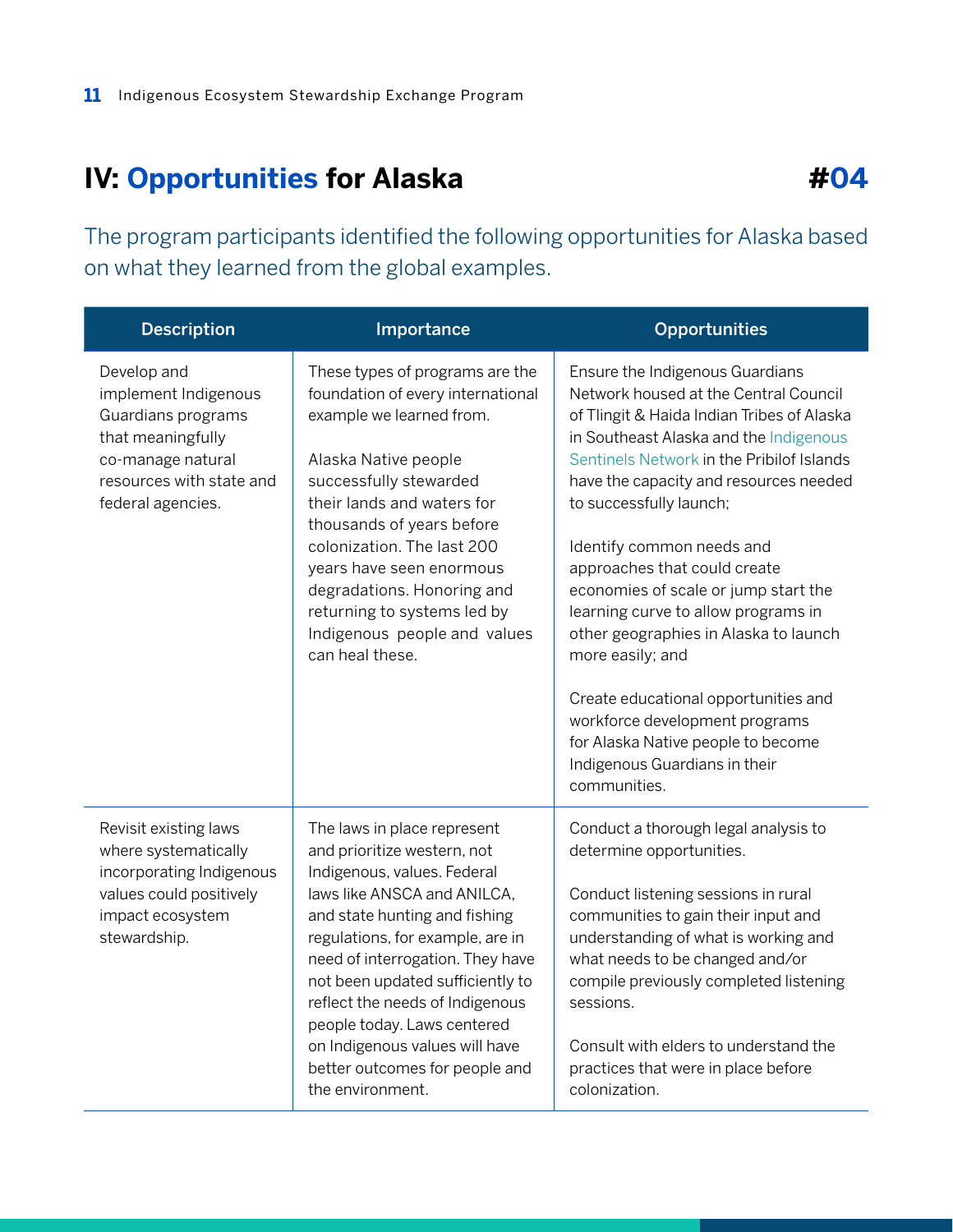## IV: Opportunities for Alaska #04

The program participants identified the following opportunities for Alaska based on what they learned from the global examples.

| Description | Importance | Opportunities |
| --- | --- | --- |
| Develop and implement Indigenous Guardians programs that meaningfully co-manage natural resources with state and federal agencies. | These types of programs are the foundation of every international example we learned from.<br><br>Alaska Native people successfully stewarded their lands and waters for thousands of years before colonization. The last 200 years have seen enormous degradations. Honoring and returning to systems led by Indigenous people and values can heal these. | Ensure the Indigenous Guardians Network housed at the Central Council of Tlingit & Haida Indian Tribes of Alaska in Southeast Alaska and the Indigenous Sentinels Network in the Pribilof Islands have the capacity and resources needed to successfully launch;<br><br>Identify common needs and approaches that could create economies of scale or jump start the learning curve to allow programs in other geographies in Alaska to launch more easily; and<br><br>Create educational opportunities and workforce development programs for Alaska Native people to become Indigenous Guardians in their communities. |
| Revisit existing laws where systematically incorporating Indigenous values could positively impact ecosystem stewardship. | The laws in place represent and prioritize western, not Indigenous, values. Federal laws like ANSCA and ANILCA, and state hunting and fishing regulations, for example, are in need of interrogation. They have not been updated sufficiently to reflect the needs of Indigenous people today. Laws centered on Indigenous values will have better outcomes for people and the environment. | Conduct a thorough legal analysis to determine opportunities.<br><br>Conduct listening sessions in rural communities to gain their input and understanding of what is working and what needs to be changed and/or compile previously completed listening sessions.<br><br>Consult with elders to understand the practices that were in place before colonization. |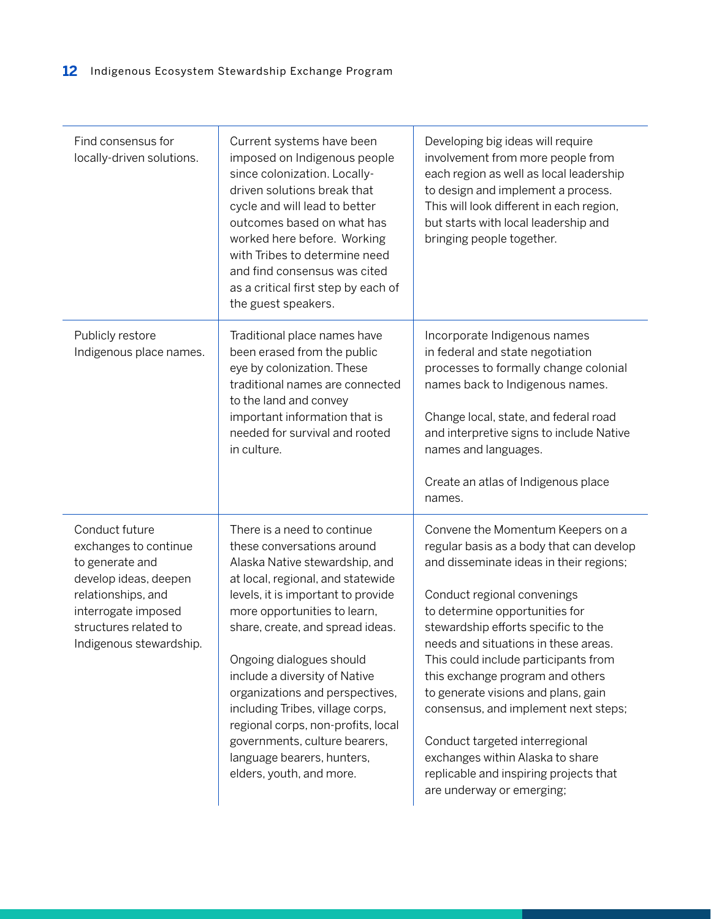| | | |
|---|---|---|
| Find consensus for locally-driven solutions. | Current systems have been imposed on Indigenous people since colonization. Locally-driven solutions break that cycle and will lead to better outcomes based on what has worked here before. Working with Tribes to determine need and find consensus was cited as a critical first step by each of the guest speakers. | Developing big ideas will require involvement from more people from each region as well as local leadership to design and implement a process. This will look different in each region, but starts with local leadership and bringing people together. |
| Publicly restore Indigenous place names. | Traditional place names have been erased from the public eye by colonization. These traditional names are connected to the land and convey important information that is needed for survival and rooted in culture. | Incorporate Indigenous names in federal and state negotiation processes to formally change colonial names back to Indigenous names.<br><br>Change local, state, and federal road and interpretive signs to include Native names and languages.<br><br>Create an atlas of Indigenous place names. |
| Conduct future exchanges to continue to generate and develop ideas, deepen relationships, and interrogate imposed structures related to Indigenous stewardship. | There is a need to continue these conversations around Alaska Native stewardship, and at local, regional, and statewide levels, it is important to provide more opportunities to learn, share, create, and spread ideas.<br><br>Ongoing dialogues should include a diversity of Native organizations and perspectives, including Tribes, village corps, regional corps, non-profits, local governments, culture bearers, language bearers, hunters, elders, youth, and more. | Convene the Momentum Keepers on a regular basis as a body that can develop and disseminate ideas in their regions;<br><br>Conduct regional convenings to determine opportunities for stewardship efforts specific to the needs and situations in these areas. This could include participants from this exchange program and others to generate visions and plans, gain consensus, and implement next steps;<br><br>Conduct targeted interregional exchanges within Alaska to share replicable and inspiring projects that are underway or emerging; |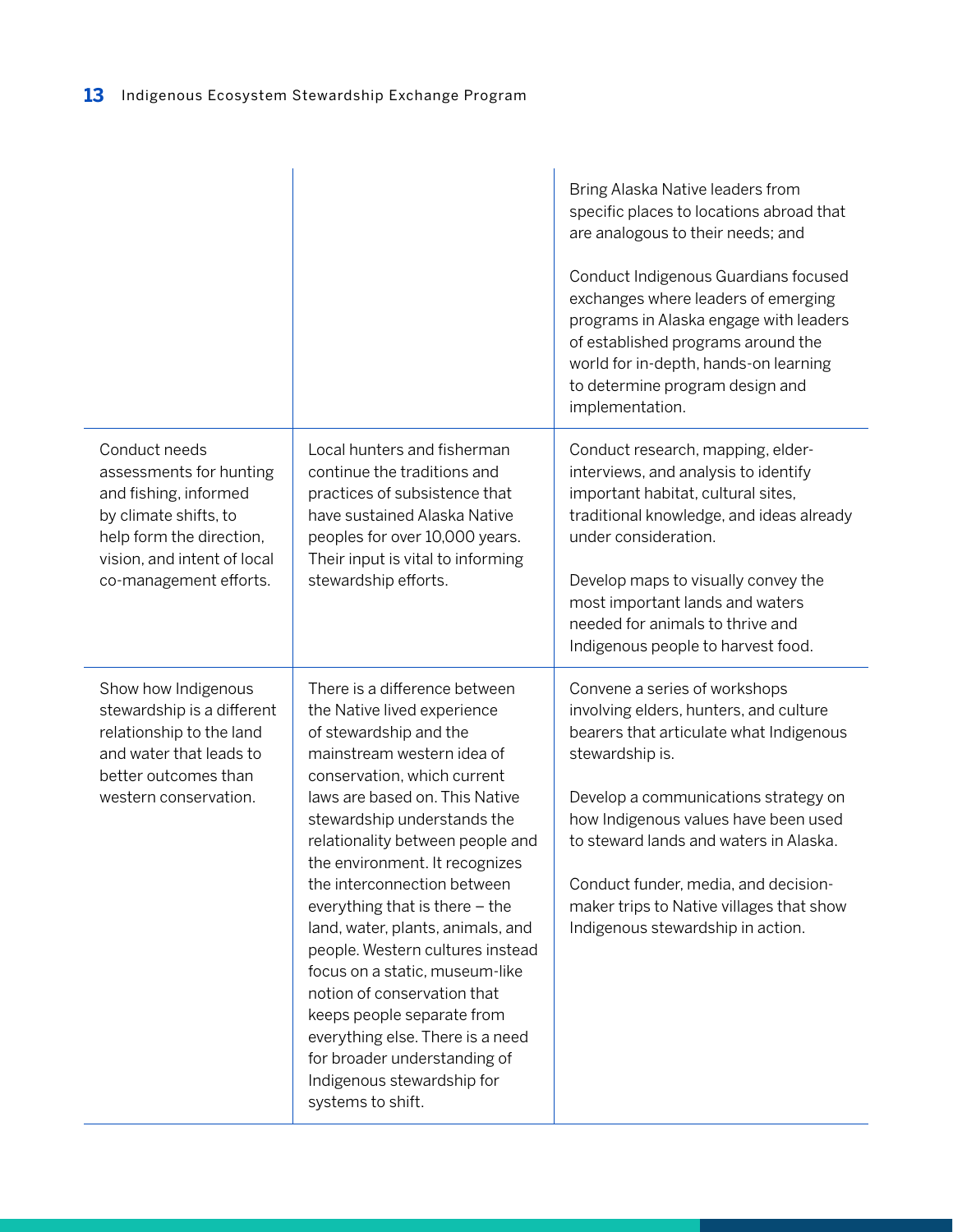| | | |
|---|---|---|
| | | Bring Alaska Native leaders from specific places to locations abroad that are analogous to their needs; and<br><br>Conduct Indigenous Guardians focused exchanges where leaders of emerging programs in Alaska engage with leaders of established programs around the world for in-depth, hands-on learning to determine program design and implementation. |
| Conduct needs assessments for hunting and fishing, informed by climate shifts, to help form the direction, vision, and intent of local co-management efforts. | Local hunters and fisherman continue the traditions and practices of subsistence that have sustained Alaska Native peoples for over 10,000 years. Their input is vital to informing stewardship efforts. | Conduct research, mapping, elder-interviews, and analysis to identify important habitat, cultural sites, traditional knowledge, and ideas already under consideration.<br><br>Develop maps to visually convey the most important lands and waters needed for animals to thrive and Indigenous people to harvest food. |
| Show how Indigenous stewardship is a different relationship to the land and water that leads to better outcomes than western conservation. | There is a difference between the Native lived experience of stewardship and the mainstream western idea of conservation, which current laws are based on. This Native stewardship understands the relationality between people and the environment. It recognizes the interconnection between everything that is there – the land, water, plants, animals, and people. Western cultures instead focus on a static, museum-like notion of conservation that keeps people separate from everything else. There is a need for broader understanding of Indigenous stewardship for systems to shift. | Convene a series of workshops involving elders, hunters, and culture bearers that articulate what Indigenous stewardship is.<br><br>Develop a communications strategy on how Indigenous values have been used to steward lands and waters in Alaska.<br><br>Conduct funder, media, and decision-maker trips to Native villages that show Indigenous stewardship in action. |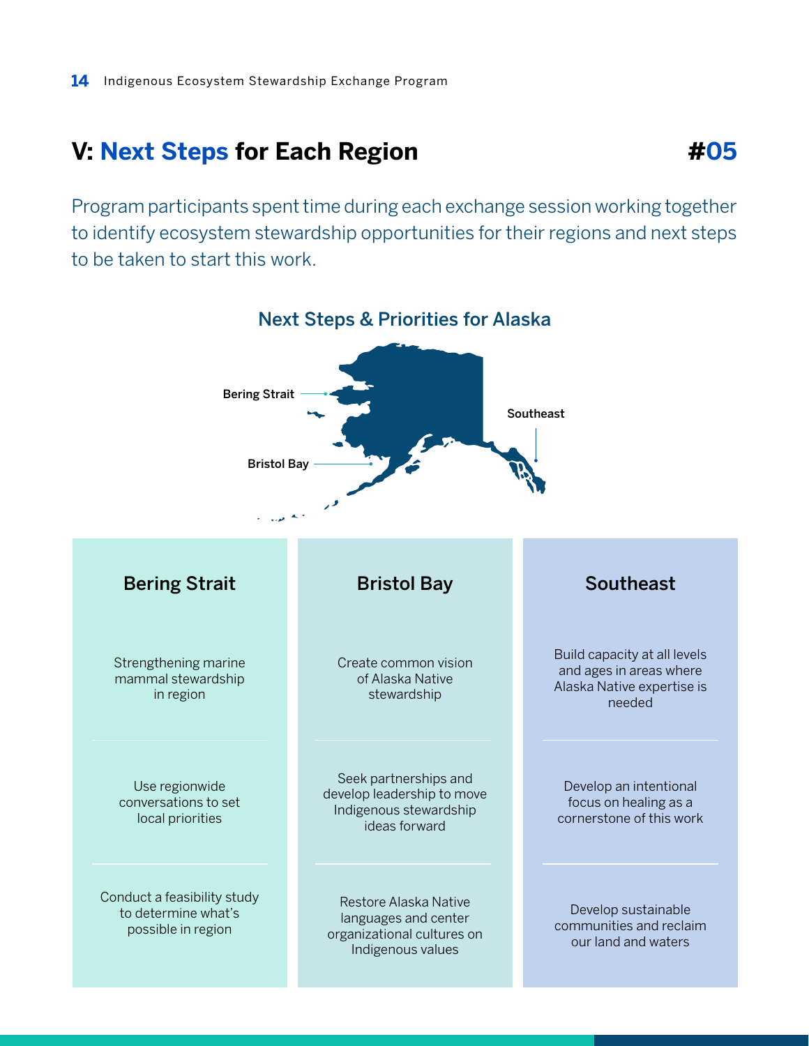## V: Next Steps for Each Region

#05

Program participants spent time during each exchange session working together to identify ecosystem stewardship opportunities for their regions and next steps to be taken to start this work.

### Next Steps & Priorities for Alaska

Bering Strait

Bristol Bay

Southeast

| Bering Strait | Bristol Bay | Southeast |
|---|---|---|
| Strengthening marine mammal stewardship in region | Create common vision of Alaska Native stewardship | Build capacity at all levels and ages in areas where Alaska Native expertise is needed |
| Use regionwide conversations to set local priorities | Seek partnerships and develop leadership to move Indigenous stewardship ideas forward | Develop an intentional focus on healing as a cornerstone of this work |
| Conduct a feasibility study to determine what's possible in region | Restore Alaska Native languages and center organizational cultures on Indigenous values | Develop sustainable communities and reclaim our land and waters |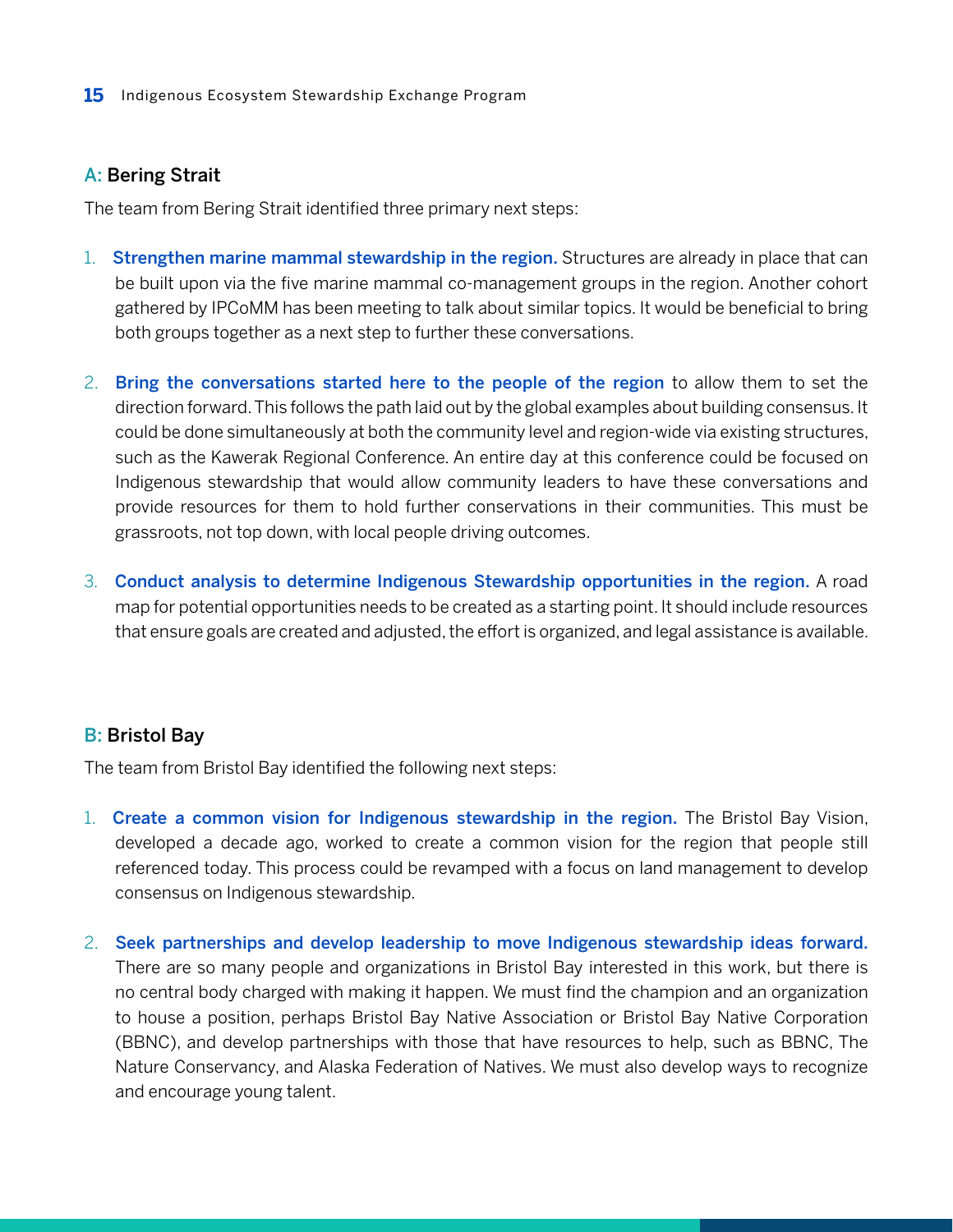### A: Bering Strait

The team from Bering Strait identified three primary next steps:

1. **Strengthen marine mammal stewardship in the region.** Structures are already in place that can be built upon via the five marine mammal co-management groups in the region. Another cohort gathered by IPCoMM has been meeting to talk about similar topics. It would be beneficial to bring both groups together as a next step to further these conversations.

2. **Bring the conversations started here to the people of the region** to allow them to set the direction forward. This follows the path laid out by the global examples about building consensus. It could be done simultaneously at both the community level and region-wide via existing structures, such as the Kawerak Regional Conference. An entire day at this conference could be focused on Indigenous stewardship that would allow community leaders to have these conversations and provide resources for them to hold further conservations in their communities. This must be grassroots, not top down, with local people driving outcomes.

3. **Conduct analysis to determine Indigenous Stewardship opportunities in the region.** A road map for potential opportunities needs to be created as a starting point. It should include resources that ensure goals are created and adjusted, the effort is organized, and legal assistance is available.

### B: Bristol Bay

The team from Bristol Bay identified the following next steps:

1. **Create a common vision for Indigenous stewardship in the region.** The Bristol Bay Vision, developed a decade ago, worked to create a common vision for the region that people still referenced today. This process could be revamped with a focus on land management to develop consensus on Indigenous stewardship.

2. **Seek partnerships and develop leadership to move Indigenous stewardship ideas forward.** There are so many people and organizations in Bristol Bay interested in this work, but there is no central body charged with making it happen. We must find the champion and an organization to house a position, perhaps Bristol Bay Native Association or Bristol Bay Native Corporation (BBNC), and develop partnerships with those that have resources to help, such as BBNC, The Nature Conservancy, and Alaska Federation of Natives. We must also develop ways to recognize and encourage young talent.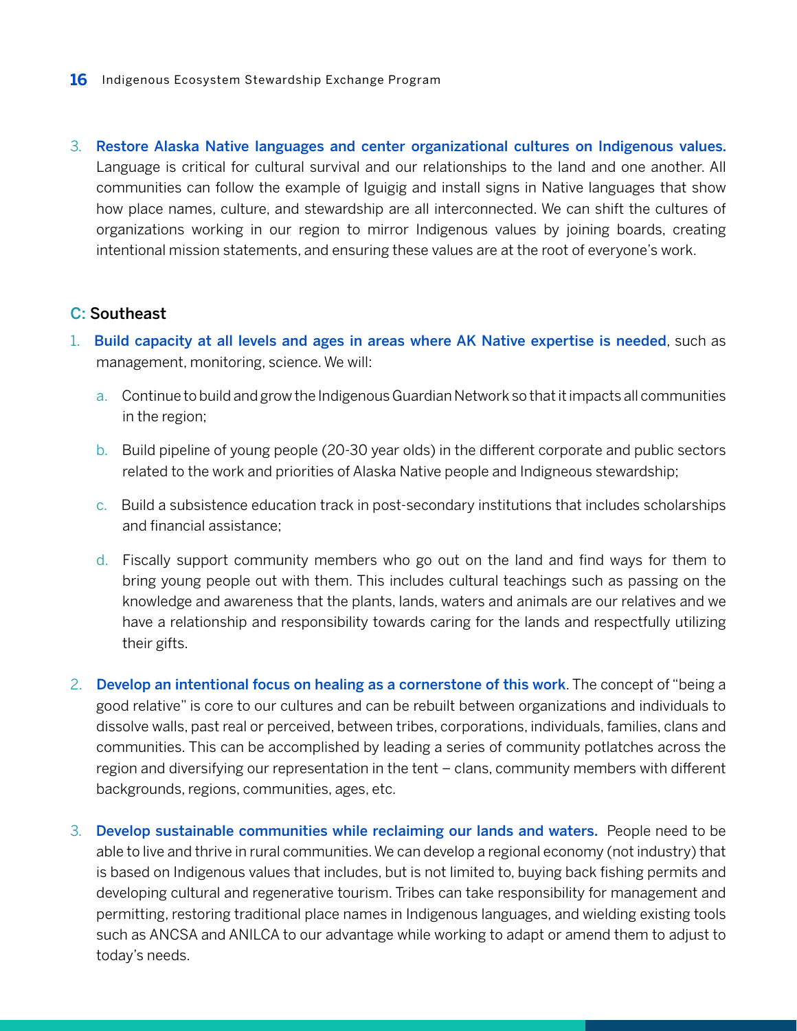3. **Restore Alaska Native languages and center organizational cultures on Indigenous values.** Language is critical for cultural survival and our relationships to the land and one another. All communities can follow the example of Iguigig and install signs in Native languages that show how place names, culture, and stewardship are all interconnected. We can shift the cultures of organizations working in our region to mirror Indigenous values by joining boards, creating intentional mission statements, and ensuring these values are at the root of everyone's work.

### C: Southeast

1. **Build capacity at all levels and ages in areas where AK Native expertise is needed**, such as management, monitoring, science. We will:

    a. Continue to build and grow the Indigenous Guardian Network so that it impacts all communities in the region;

    b. Build pipeline of young people (20-30 year olds) in the different corporate and public sectors related to the work and priorities of Alaska Native people and Indigneous stewardship;

    c. Build a subsistence education track in post-secondary institutions that includes scholarships and financial assistance;

    d. Fiscally support community members who go out on the land and find ways for them to bring young people out with them. This includes cultural teachings such as passing on the knowledge and awareness that the plants, lands, waters and animals are our relatives and we have a relationship and responsibility towards caring for the lands and respectfully utilizing their gifts.

2. **Develop an intentional focus on healing as a cornerstone of this work**. The concept of "being a good relative" is core to our cultures and can be rebuilt between organizations and individuals to dissolve walls, past real or perceived, between tribes, corporations, individuals, families, clans and communities. This can be accomplished by leading a series of community potlatches across the region and diversifying our representation in the tent – clans, community members with different backgrounds, regions, communities, ages, etc.

3. **Develop sustainable communities while reclaiming our lands and waters.** People need to be able to live and thrive in rural communities. We can develop a regional economy (not industry) that is based on Indigenous values that includes, but is not limited to, buying back fishing permits and developing cultural and regenerative tourism. Tribes can take responsibility for management and permitting, restoring traditional place names in Indigenous languages, and wielding existing tools such as ANCSA and ANILCA to our advantage while working to adapt or amend them to adjust to today's needs.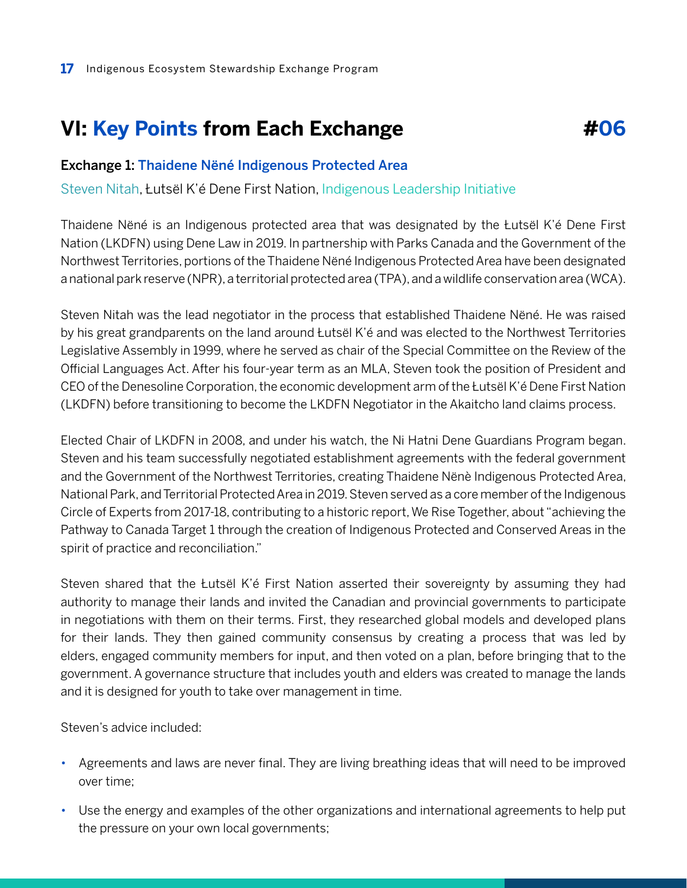## VI: Key Points from Each Exchange #06

### Exchange 1: Thaidene Nëné Indigenous Protected Area

Steven Nitah, Łutsël K'é Dene First Nation, Indigenous Leadership Initiative

Thaidene Nëné is an Indigenous protected area that was designated by the Łutsël K'é Dene First Nation (LKDFN) using Dene Law in 2019. In partnership with Parks Canada and the Government of the Northwest Territories, portions of the Thaidene Nëné Indigenous Protected Area have been designated a national park reserve (NPR), a territorial protected area (TPA), and a wildlife conservation area (WCA).

Steven Nitah was the lead negotiator in the process that established Thaidene Nëné. He was raised by his great grandparents on the land around Łutsël K'é and was elected to the Northwest Territories Legislative Assembly in 1999, where he served as chair of the Special Committee on the Review of the Official Languages Act. After his four-year term as an MLA, Steven took the position of President and CEO of the Denesoline Corporation, the economic development arm of the Łutsël K'é Dene First Nation (LKDFN) before transitioning to become the LKDFN Negotiator in the Akaitcho land claims process.

Elected Chair of LKDFN in 2008, and under his watch, the Ni Hatni Dene Guardians Program began. Steven and his team successfully negotiated establishment agreements with the federal government and the Government of the Northwest Territories, creating Thaidene Nënè Indigenous Protected Area, National Park, and Territorial Protected Area in 2019. Steven served as a core member of the Indigenous Circle of Experts from 2017-18, contributing to a historic report, We Rise Together, about "achieving the Pathway to Canada Target 1 through the creation of Indigenous Protected and Conserved Areas in the spirit of practice and reconciliation."

Steven shared that the Łutsël K'é First Nation asserted their sovereignty by assuming they had authority to manage their lands and invited the Canadian and provincial governments to participate in negotiations with them on their terms. First, they researched global models and developed plans for their lands. They then gained community consensus by creating a process that was led by elders, engaged community members for input, and then voted on a plan, before bringing that to the government. A governance structure that includes youth and elders was created to manage the lands and it is designed for youth to take over management in time.

Steven's advice included:

- Agreements and laws are never final. They are living breathing ideas that will need to be improved over time;
- Use the energy and examples of the other organizations and international agreements to help put the pressure on your own local governments;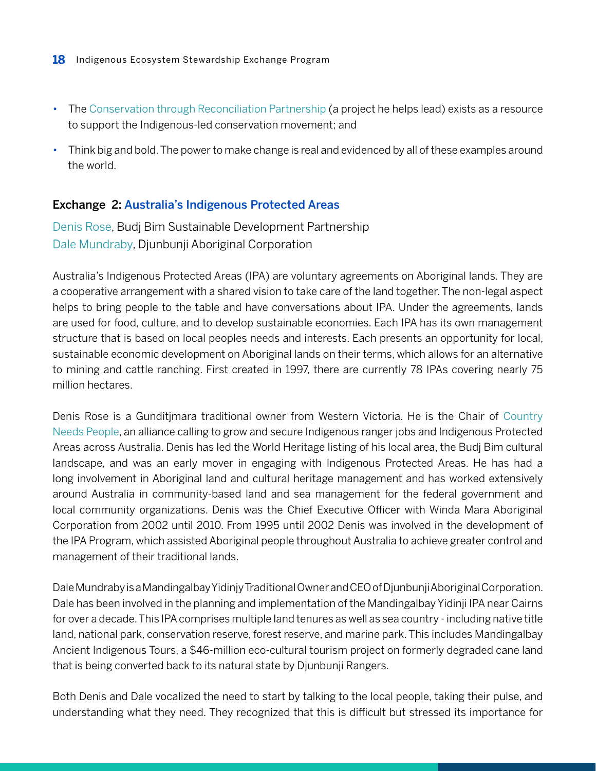- The Conservation through Reconciliation Partnership (a project he helps lead) exists as a resource to support the Indigenous-led conservation movement; and
- Think big and bold. The power to make change is real and evidenced by all of these examples around the world.

### Exchange 2: Australia's Indigenous Protected Areas

Denis Rose, Budj Bim Sustainable Development Partnership
Dale Mundraby, Djunbunji Aboriginal Corporation

Australia's Indigenous Protected Areas (IPA) are voluntary agreements on Aboriginal lands. They are a cooperative arrangement with a shared vision to take care of the land together. The non-legal aspect helps to bring people to the table and have conversations about IPA. Under the agreements, lands are used for food, culture, and to develop sustainable economies. Each IPA has its own management structure that is based on local peoples needs and interests. Each presents an opportunity for local, sustainable economic development on Aboriginal lands on their terms, which allows for an alternative to mining and cattle ranching. First created in 1997, there are currently 78 IPAs covering nearly 75 million hectares.

Denis Rose is a Gunditjmara traditional owner from Western Victoria. He is the Chair of Country Needs People, an alliance calling to grow and secure Indigenous ranger jobs and Indigenous Protected Areas across Australia. Denis has led the World Heritage listing of his local area, the Budj Bim cultural landscape, and was an early mover in engaging with Indigenous Protected Areas. He has had a long involvement in Aboriginal land and cultural heritage management and has worked extensively around Australia in community-based land and sea management for the federal government and local community organizations. Denis was the Chief Executive Officer with Winda Mara Aboriginal Corporation from 2002 until 2010. From 1995 until 2002 Denis was involved in the development of the IPA Program, which assisted Aboriginal people throughout Australia to achieve greater control and management of their traditional lands.

Dale Mundraby is a Mandingalbay Yidinjy Traditional Owner and CEO of Djunbunji Aboriginal Corporation. Dale has been involved in the planning and implementation of the Mandingalbay Yidinji IPA near Cairns for over a decade. This IPA comprises multiple land tenures as well as sea country - including native title land, national park, conservation reserve, forest reserve, and marine park. This includes Mandingalbay Ancient Indigenous Tours, a $46-million eco-cultural tourism project on formerly degraded cane land that is being converted back to its natural state by Djunbunji Rangers.

Both Denis and Dale vocalized the need to start by talking to the local people, taking their pulse, and understanding what they need. They recognized that this is difficult but stressed its importance for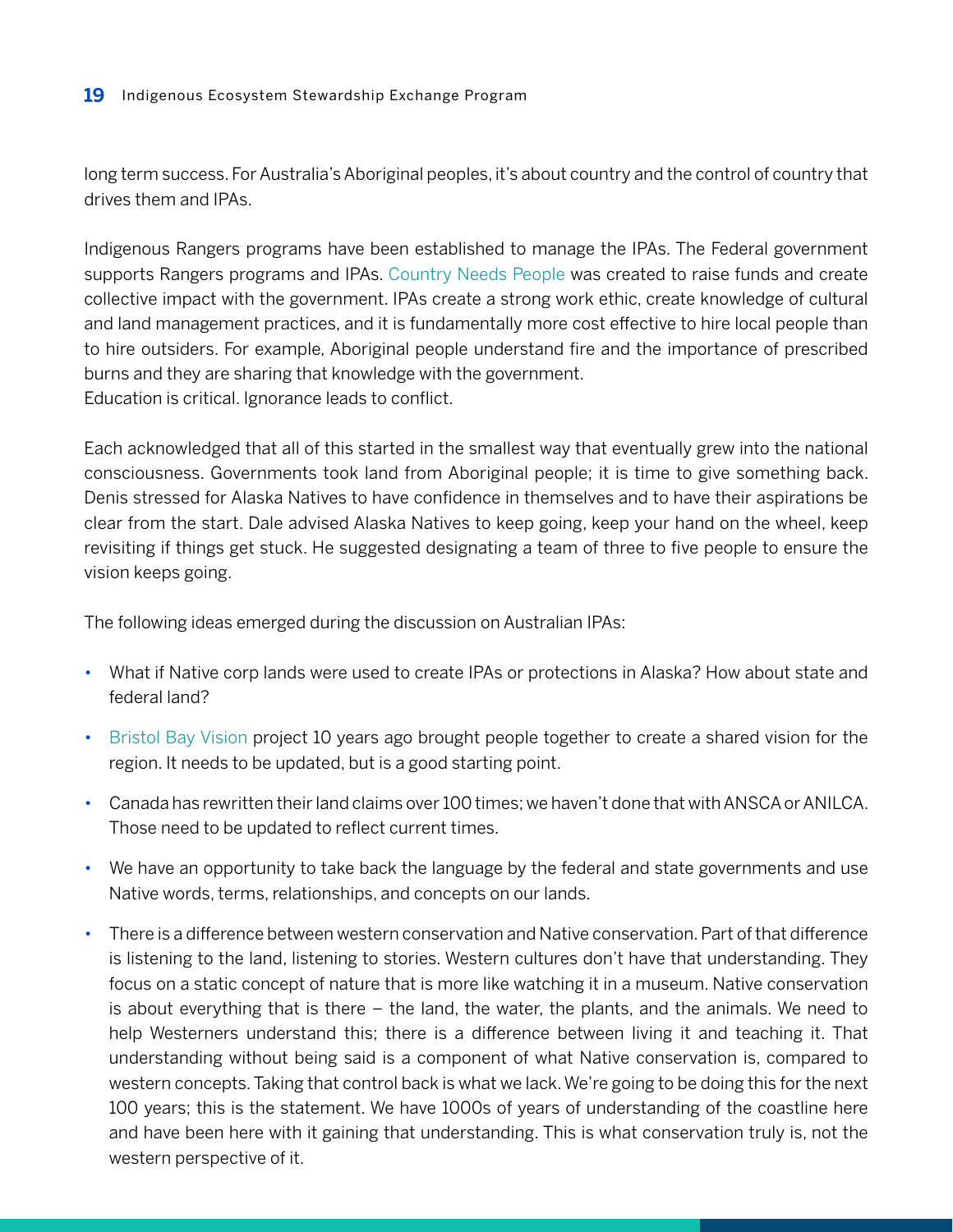long term success. For Australia's Aboriginal peoples, it's about country and the control of country that drives them and IPAs.

Indigenous Rangers programs have been established to manage the IPAs. The Federal government supports Rangers programs and IPAs. Country Needs People was created to raise funds and create collective impact with the government. IPAs create a strong work ethic, create knowledge of cultural and land management practices, and it is fundamentally more cost effective to hire local people than to hire outsiders. For example, Aboriginal people understand fire and the importance of prescribed burns and they are sharing that knowledge with the government.
Education is critical. Ignorance leads to conflict.

Each acknowledged that all of this started in the smallest way that eventually grew into the national consciousness. Governments took land from Aboriginal people; it is time to give something back. Denis stressed for Alaska Natives to have confidence in themselves and to have their aspirations be clear from the start. Dale advised Alaska Natives to keep going, keep your hand on the wheel, keep revisiting if things get stuck. He suggested designating a team of three to five people to ensure the vision keeps going.

The following ideas emerged during the discussion on Australian IPAs:

- What if Native corp lands were used to create IPAs or protections in Alaska? How about state and federal land?
- Bristol Bay Vision project 10 years ago brought people together to create a shared vision for the region. It needs to be updated, but is a good starting point.
- Canada has rewritten their land claims over 100 times; we haven't done that with ANSCA or ANILCA. Those need to be updated to reflect current times.
- We have an opportunity to take back the language by the federal and state governments and use Native words, terms, relationships, and concepts on our lands.
- There is a difference between western conservation and Native conservation. Part of that difference is listening to the land, listening to stories. Western cultures don't have that understanding. They focus on a static concept of nature that is more like watching it in a museum. Native conservation is about everything that is there – the land, the water, the plants, and the animals. We need to help Westerners understand this; there is a difference between living it and teaching it. That understanding without being said is a component of what Native conservation is, compared to western concepts. Taking that control back is what we lack. We're going to be doing this for the next 100 years; this is the statement. We have 1000s of years of understanding of the coastline here and have been here with it gaining that understanding. This is what conservation truly is, not the western perspective of it.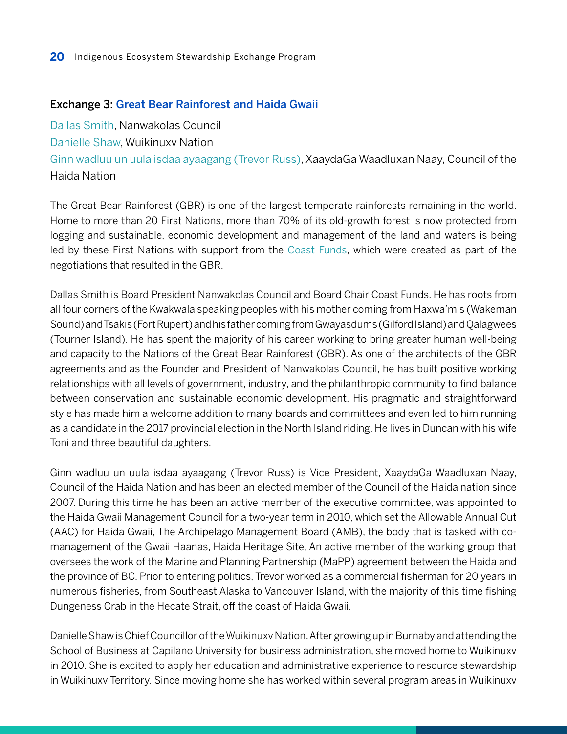### Exchange 3: Great Bear Rainforest and Haida Gwaii

Dallas Smith, Nanwakolas Council
Danielle Shaw, Wuikinuxv Nation
Ginn wadluu un uula isdaa ayaagang (Trevor Russ), XaaydaGa Waadluxan Naay, Council of the Haida Nation

The Great Bear Rainforest (GBR) is one of the largest temperate rainforests remaining in the world. Home to more than 20 First Nations, more than 70% of its old-growth forest is now protected from logging and sustainable, economic development and management of the land and waters is being led by these First Nations with support from the Coast Funds, which were created as part of the negotiations that resulted in the GBR.

Dallas Smith is Board President Nanwakolas Council and Board Chair Coast Funds. He has roots from all four corners of the Kwakwala speaking peoples with his mother coming from Haxwa'mis (Wakeman Sound) and Tsakis (Fort Rupert) and his father coming from Gwayasdums (Gilford Island) and Qalagwees (Tourner Island). He has spent the majority of his career working to bring greater human well-being and capacity to the Nations of the Great Bear Rainforest (GBR). As one of the architects of the GBR agreements and as the Founder and President of Nanwakolas Council, he has built positive working relationships with all levels of government, industry, and the philanthropic community to find balance between conservation and sustainable economic development. His pragmatic and straightforward style has made him a welcome addition to many boards and committees and even led to him running as a candidate in the 2017 provincial election in the North Island riding. He lives in Duncan with his wife Toni and three beautiful daughters.

Ginn wadluu un uula isdaa ayaagang (Trevor Russ) is Vice President, XaaydaGa Waadluxan Naay, Council of the Haida Nation and has been an elected member of the Council of the Haida nation since 2007. During this time he has been an active member of the executive committee, was appointed to the Haida Gwaii Management Council for a two-year term in 2010, which set the Allowable Annual Cut (AAC) for Haida Gwaii, The Archipelago Management Board (AMB), the body that is tasked with co-management of the Gwaii Haanas, Haida Heritage Site, An active member of the working group that oversees the work of the Marine and Planning Partnership (MaPP) agreement between the Haida and the province of BC. Prior to entering politics, Trevor worked as a commercial fisherman for 20 years in numerous fisheries, from Southeast Alaska to Vancouver Island, with the majority of this time fishing Dungeness Crab in the Hecate Strait, off the coast of Haida Gwaii.

Danielle Shaw is Chief Councillor of the Wuikinuxv Nation. After growing up in Burnaby and attending the School of Business at Capilano University for business administration, she moved home to Wuikinuxv in 2010. She is excited to apply her education and administrative experience to resource stewardship in Wuikinuxv Territory. Since moving home she has worked within several program areas in Wuikinuxv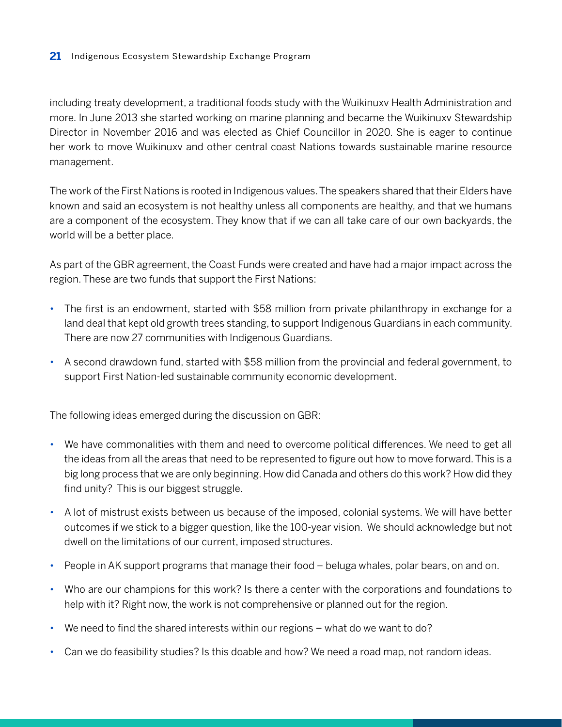including treaty development, a traditional foods study with the Wuikinuxv Health Administration and more. In June 2013 she started working on marine planning and became the Wuikinuxv Stewardship Director in November 2016 and was elected as Chief Councillor in 2020. She is eager to continue her work to move Wuikinuxv and other central coast Nations towards sustainable marine resource management.

The work of the First Nations is rooted in Indigenous values. The speakers shared that their Elders have known and said an ecosystem is not healthy unless all components are healthy, and that we humans are a component of the ecosystem. They know that if we can all take care of our own backyards, the world will be a better place.

As part of the GBR agreement, the Coast Funds were created and have had a major impact across the region. These are two funds that support the First Nations:

- The first is an endowment, started with $58 million from private philanthropy in exchange for a land deal that kept old growth trees standing, to support Indigenous Guardians in each community. There are now 27 communities with Indigenous Guardians.
- A second drawdown fund, started with $58 million from the provincial and federal government, to support First Nation-led sustainable community economic development.

The following ideas emerged during the discussion on GBR:

- We have commonalities with them and need to overcome political differences. We need to get all the ideas from all the areas that need to be represented to figure out how to move forward. This is a big long process that we are only beginning. How did Canada and others do this work? How did they find unity? This is our biggest struggle.
- A lot of mistrust exists between us because of the imposed, colonial systems. We will have better outcomes if we stick to a bigger question, like the 100-year vision. We should acknowledge but not dwell on the limitations of our current, imposed structures.
- People in AK support programs that manage their food – beluga whales, polar bears, on and on.
- Who are our champions for this work? Is there a center with the corporations and foundations to help with it? Right now, the work is not comprehensive or planned out for the region.
- We need to find the shared interests within our regions – what do we want to do?
- Can we do feasibility studies? Is this doable and how? We need a road map, not random ideas.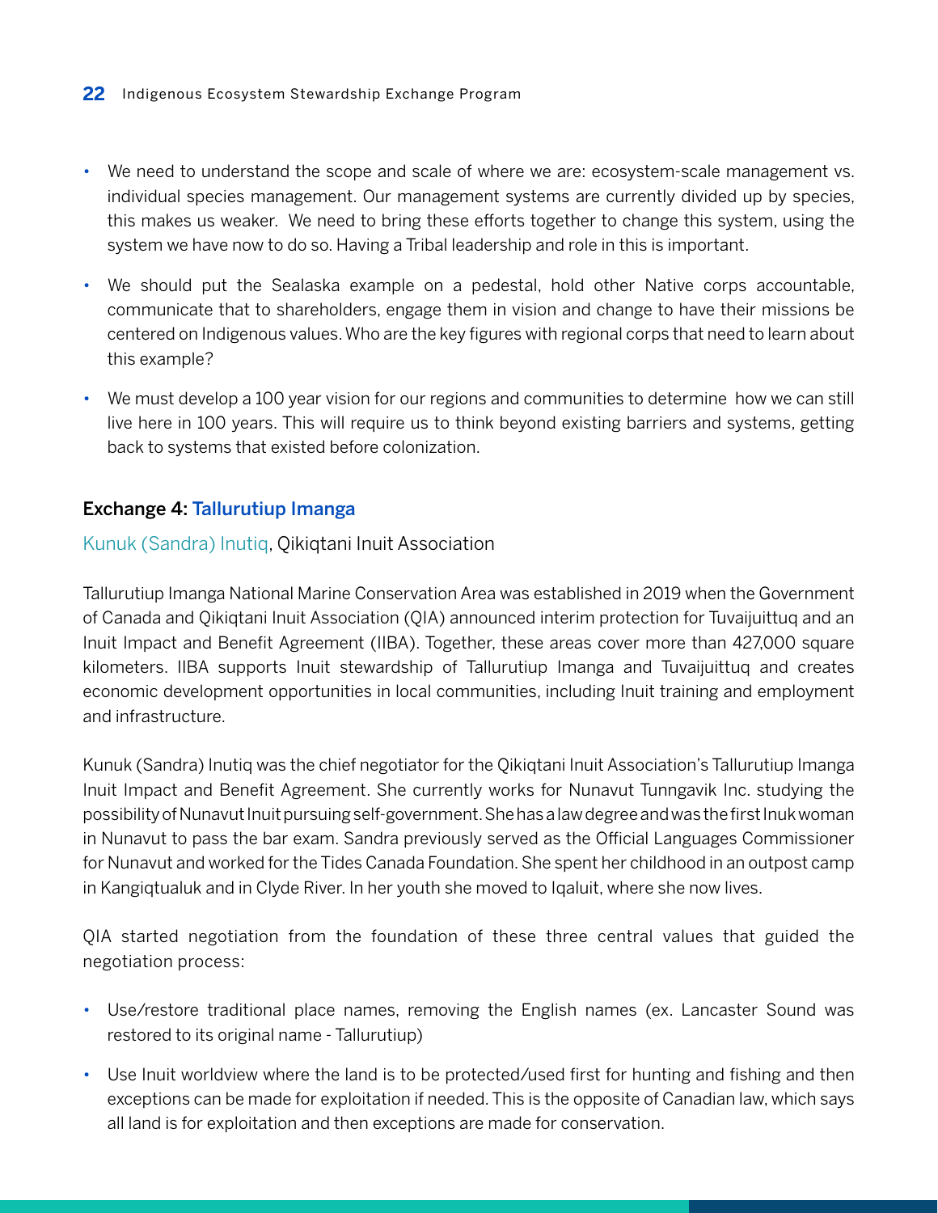- We need to understand the scope and scale of where we are: ecosystem-scale management vs. individual species management. Our management systems are currently divided up by species, this makes us weaker. We need to bring these efforts together to change this system, using the system we have now to do so. Having a Tribal leadership and role in this is important.
- We should put the Sealaska example on a pedestal, hold other Native corps accountable, communicate that to shareholders, engage them in vision and change to have their missions be centered on Indigenous values. Who are the key figures with regional corps that need to learn about this example?
- We must develop a 100 year vision for our regions and communities to determine how we can still live here in 100 years. This will require us to think beyond existing barriers and systems, getting back to systems that existed before colonization.

### Exchange 4: Tallurutiup Imanga

Kunuk (Sandra) Inutiq, Qikiqtani Inuit Association

Tallurutiup Imanga National Marine Conservation Area was established in 2019 when the Government of Canada and Qikiqtani Inuit Association (QIA) announced interim protection for Tuvaijuittuq and an Inuit Impact and Benefit Agreement (IIBA). Together, these areas cover more than 427,000 square kilometers. IIBA supports Inuit stewardship of Tallurutiup Imanga and Tuvaijuittuq and creates economic development opportunities in local communities, including Inuit training and employment and infrastructure.

Kunuk (Sandra) Inutiq was the chief negotiator for the Qikiqtani Inuit Association's Tallurutiup Imanga Inuit Impact and Benefit Agreement. She currently works for Nunavut Tunngavik Inc. studying the possibility of Nunavut Inuit pursuing self-government. She has a law degree and was the first Inuk woman in Nunavut to pass the bar exam. Sandra previously served as the Official Languages Commissioner for Nunavut and worked for the Tides Canada Foundation. She spent her childhood in an outpost camp in Kangiqtualuk and in Clyde River. In her youth she moved to Iqaluit, where she now lives.

QIA started negotiation from the foundation of these three central values that guided the negotiation process:

- Use/restore traditional place names, removing the English names (ex. Lancaster Sound was restored to its original name - Tallurutiup)
- Use Inuit worldview where the land is to be protected/used first for hunting and fishing and then exceptions can be made for exploitation if needed. This is the opposite of Canadian law, which says all land is for exploitation and then exceptions are made for conservation.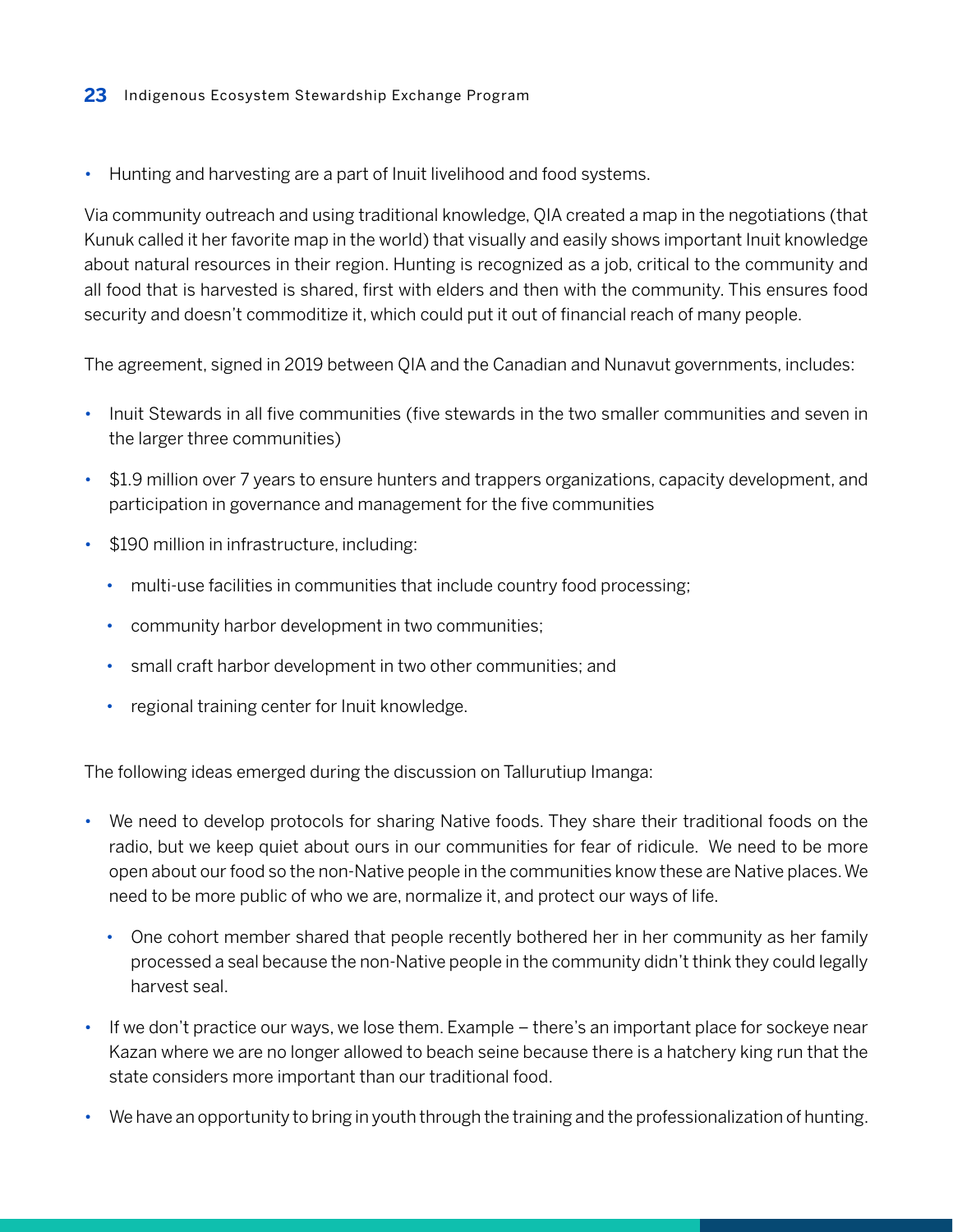- Hunting and harvesting are a part of Inuit livelihood and food systems.

Via community outreach and using traditional knowledge, QIA created a map in the negotiations (that Kunuk called it her favorite map in the world) that visually and easily shows important Inuit knowledge about natural resources in their region. Hunting is recognized as a job, critical to the community and all food that is harvested is shared, first with elders and then with the community. This ensures food security and doesn't commoditize it, which could put it out of financial reach of many people.

The agreement, signed in 2019 between QIA and the Canadian and Nunavut governments, includes:

- Inuit Stewards in all five communities (five stewards in the two smaller communities and seven in the larger three communities)
- $1.9 million over 7 years to ensure hunters and trappers organizations, capacity development, and participation in governance and management for the five communities
- $190 million in infrastructure, including:
  - multi-use facilities in communities that include country food processing;
  - community harbor development in two communities;
  - small craft harbor development in two other communities; and
  - regional training center for Inuit knowledge.

The following ideas emerged during the discussion on Tallurutiup Imanga:

- We need to develop protocols for sharing Native foods. They share their traditional foods on the radio, but we keep quiet about ours in our communities for fear of ridicule. We need to be more open about our food so the non-Native people in the communities know these are Native places. We need to be more public of who we are, normalize it, and protect our ways of life.
  - One cohort member shared that people recently bothered her in her community as her family processed a seal because the non-Native people in the community didn't think they could legally harvest seal.
- If we don't practice our ways, we lose them. Example – there's an important place for sockeye near Kazan where we are no longer allowed to beach seine because there is a hatchery king run that the state considers more important than our traditional food.
- We have an opportunity to bring in youth through the training and the professionalization of hunting.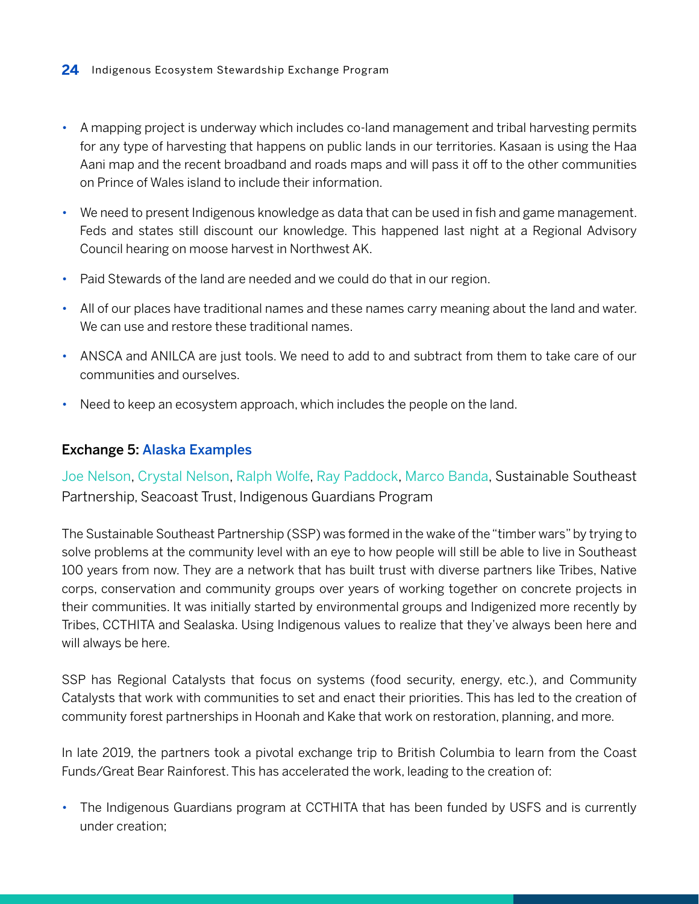- A mapping project is underway which includes co-land management and tribal harvesting permits for any type of harvesting that happens on public lands in our territories. Kasaan is using the Haa Aani map and the recent broadband and roads maps and will pass it off to the other communities on Prince of Wales island to include their information.
- We need to present Indigenous knowledge as data that can be used in fish and game management. Feds and states still discount our knowledge. This happened last night at a Regional Advisory Council hearing on moose harvest in Northwest AK.
- Paid Stewards of the land are needed and we could do that in our region.
- All of our places have traditional names and these names carry meaning about the land and water. We can use and restore these traditional names.
- ANSCA and ANILCA are just tools. We need to add to and subtract from them to take care of our communities and ourselves.
- Need to keep an ecosystem approach, which includes the people on the land.

### Exchange 5: Alaska Examples

Joe Nelson, Crystal Nelson, Ralph Wolfe, Ray Paddock, Marco Banda, Sustainable Southeast Partnership, Seacoast Trust, Indigenous Guardians Program

The Sustainable Southeast Partnership (SSP) was formed in the wake of the "timber wars" by trying to solve problems at the community level with an eye to how people will still be able to live in Southeast 100 years from now. They are a network that has built trust with diverse partners like Tribes, Native corps, conservation and community groups over years of working together on concrete projects in their communities. It was initially started by environmental groups and Indigenized more recently by Tribes, CCTHITA and Sealaska. Using Indigenous values to realize that they've always been here and will always be here.

SSP has Regional Catalysts that focus on systems (food security, energy, etc.), and Community Catalysts that work with communities to set and enact their priorities. This has led to the creation of community forest partnerships in Hoonah and Kake that work on restoration, planning, and more.

In late 2019, the partners took a pivotal exchange trip to British Columbia to learn from the Coast Funds/Great Bear Rainforest. This has accelerated the work, leading to the creation of:

- The Indigenous Guardians program at CCTHITA that has been funded by USFS and is currently under creation;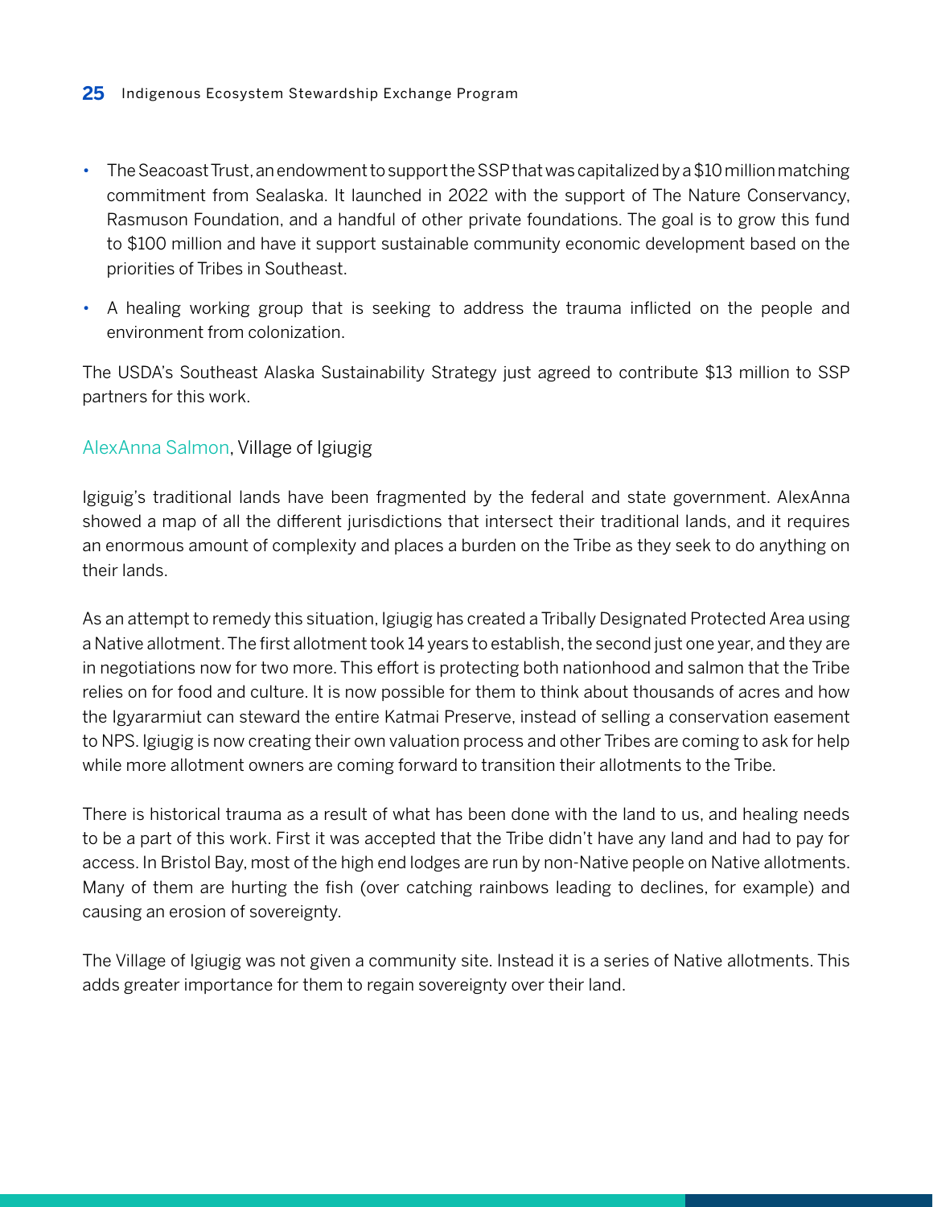- The Seacoast Trust, an endowment to support the SSP that was capitalized by a $10 million matching commitment from Sealaska. It launched in 2022 with the support of The Nature Conservancy, Rasmuson Foundation, and a handful of other private foundations. The goal is to grow this fund to $100 million and have it support sustainable community economic development based on the priorities of Tribes in Southeast.
- A healing working group that is seeking to address the trauma inflicted on the people and environment from colonization.

The USDA's Southeast Alaska Sustainability Strategy just agreed to contribute $13 million to SSP partners for this work.

AlexAnna Salmon, Village of Igiugig

Igiguig's traditional lands have been fragmented by the federal and state government. AlexAnna showed a map of all the different jurisdictions that intersect their traditional lands, and it requires an enormous amount of complexity and places a burden on the Tribe as they seek to do anything on their lands.

As an attempt to remedy this situation, Igiugig has created a Tribally Designated Protected Area using a Native allotment. The first allotment took 14 years to establish, the second just one year, and they are in negotiations now for two more. This effort is protecting both nationhood and salmon that the Tribe relies on for food and culture. It is now possible for them to think about thousands of acres and how the Igyararmiut can steward the entire Katmai Preserve, instead of selling a conservation easement to NPS. Igiugig is now creating their own valuation process and other Tribes are coming to ask for help while more allotment owners are coming forward to transition their allotments to the Tribe.

There is historical trauma as a result of what has been done with the land to us, and healing needs to be a part of this work. First it was accepted that the Tribe didn't have any land and had to pay for access. In Bristol Bay, most of the high end lodges are run by non-Native people on Native allotments. Many of them are hurting the fish (over catching rainbows leading to declines, for example) and causing an erosion of sovereignty.

The Village of Igiugig was not given a community site. Instead it is a series of Native allotments. This adds greater importance for them to regain sovereignty over their land.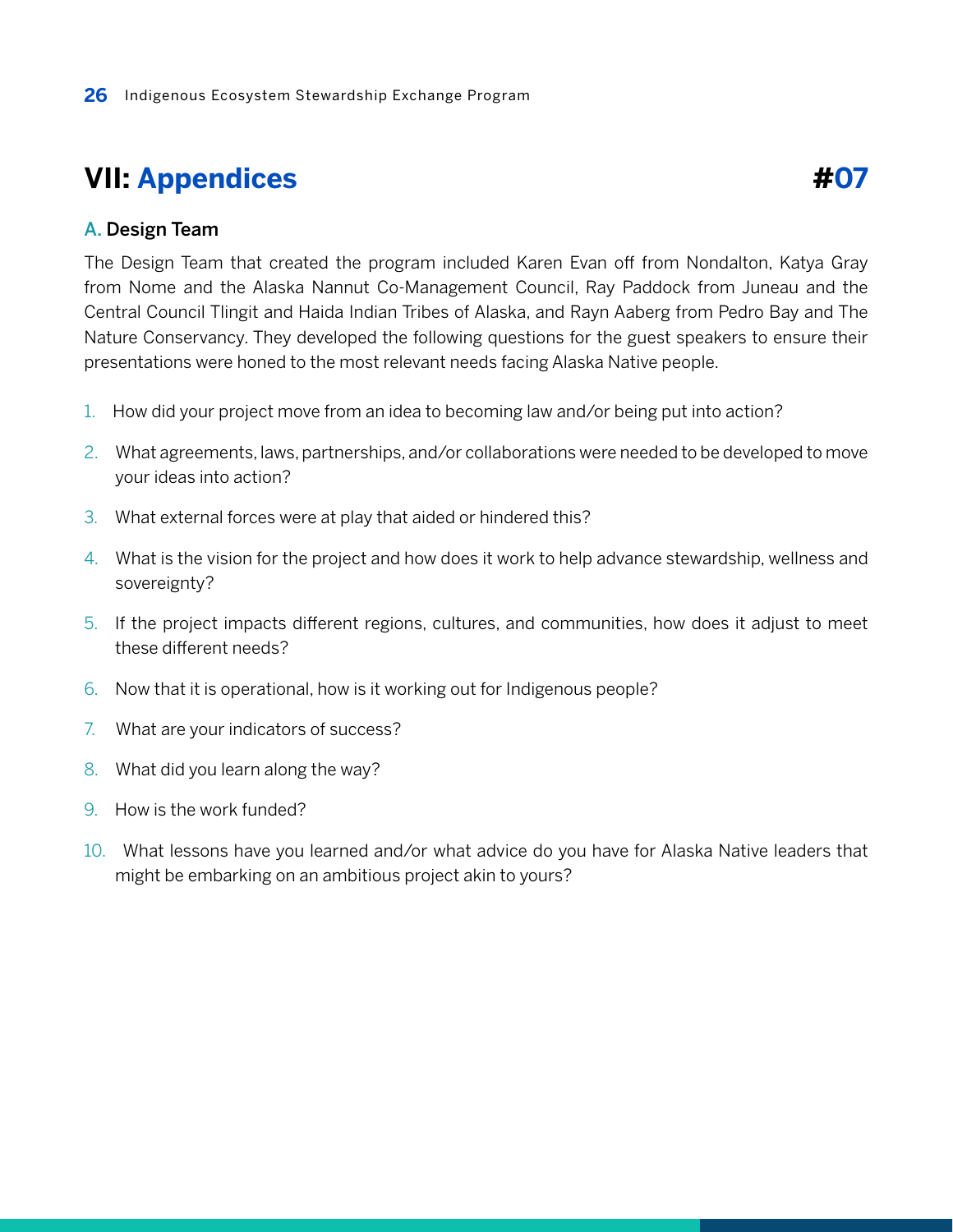# VII: Appendices #07

## A. Design Team

The Design Team that created the program included Karen Evan off from Nondalton, Katya Gray from Nome and the Alaska Nannut Co-Management Council, Ray Paddock from Juneau and the Central Council Tlingit and Haida Indian Tribes of Alaska, and Rayn Aaberg from Pedro Bay and The Nature Conservancy. They developed the following questions for the guest speakers to ensure their presentations were honed to the most relevant needs facing Alaska Native people.

1. How did your project move from an idea to becoming law and/or being put into action?
2. What agreements, laws, partnerships, and/or collaborations were needed to be developed to move your ideas into action?
3. What external forces were at play that aided or hindered this?
4. What is the vision for the project and how does it work to help advance stewardship, wellness and sovereignty?
5. If the project impacts different regions, cultures, and communities, how does it adjust to meet these different needs?
6. Now that it is operational, how is it working out for Indigenous people?
7. What are your indicators of success?
8. What did you learn along the way?
9. How is the work funded?
10. What lessons have you learned and/or what advice do you have for Alaska Native leaders that might be embarking on an ambitious project akin to yours?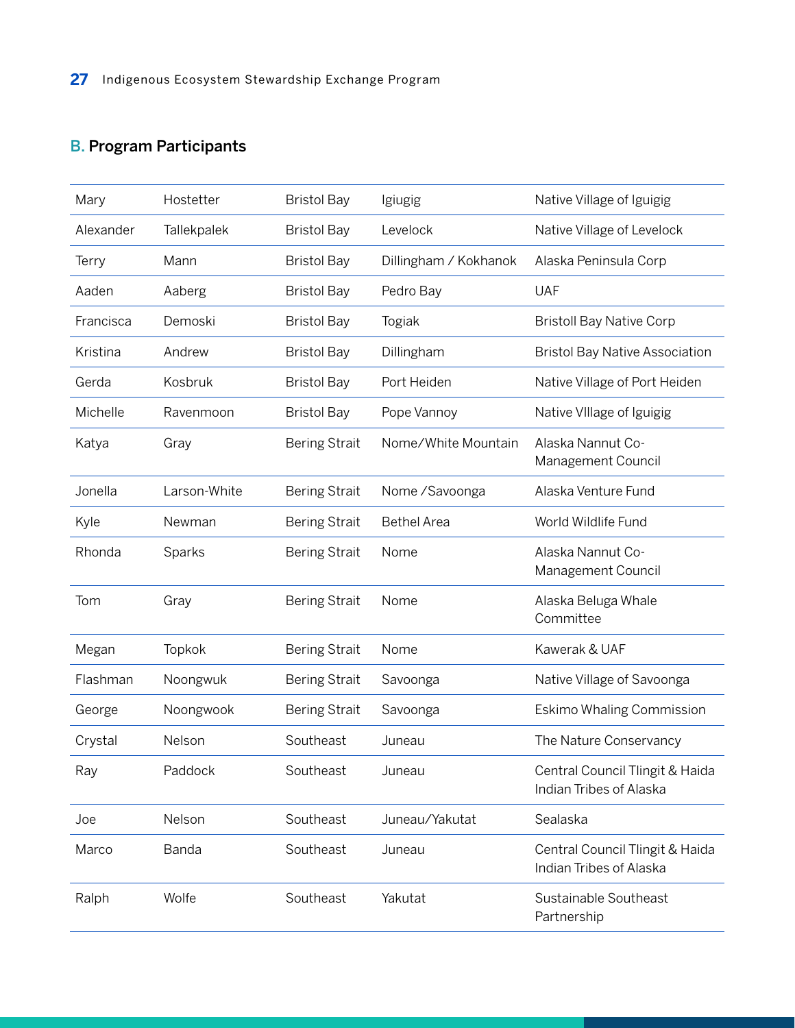## B. Program Participants

| | | | | |
|---|---|---|---|---|
| Mary | Hostetter | Bristol Bay | Igiugig | Native Village of Iguigig |
| Alexander | Tallekpalek | Bristol Bay | Levelock | Native Village of Levelock |
| Terry | Mann | Bristol Bay | Dillingham / Kokhanok | Alaska Peninsula Corp |
| Aaden | Aaberg | Bristol Bay | Pedro Bay | UAF |
| Francisca | Demoski | Bristol Bay | Togiak | Bristoll Bay Native Corp |
| Kristina | Andrew | Bristol Bay | Dillingham | Bristol Bay Native Association |
| Gerda | Kosbruk | Bristol Bay | Port Heiden | Native Village of Port Heiden |
| Michelle | Ravenmoon | Bristol Bay | Pope Vannoy | Native VIllage of Iguigig |
| Katya | Gray | Bering Strait | Nome/White Mountain | Alaska Nannut Co-Management Council |
| Jonella | Larson-White | Bering Strait | Nome /Savoonga | Alaska Venture Fund |
| Kyle | Newman | Bering Strait | Bethel Area | World Wildlife Fund |
| Rhonda | Sparks | Bering Strait | Nome | Alaska Nannut Co-Management Council |
| Tom | Gray | Bering Strait | Nome | Alaska Beluga Whale Committee |
| Megan | Topkok | Bering Strait | Nome | Kawerak & UAF |
| Flashman | Noongwuk | Bering Strait | Savoonga | Native Village of Savoonga |
| George | Noongwook | Bering Strait | Savoonga | Eskimo Whaling Commission |
| Crystal | Nelson | Southeast | Juneau | The Nature Conservancy |
| Ray | Paddock | Southeast | Juneau | Central Council Tlingit & Haida Indian Tribes of Alaska |
| Joe | Nelson | Southeast | Juneau/Yakutat | Sealaska |
| Marco | Banda | Southeast | Juneau | Central Council Tlingit & Haida Indian Tribes of Alaska |
| Ralph | Wolfe | Southeast | Yakutat | Sustainable Southeast Partnership |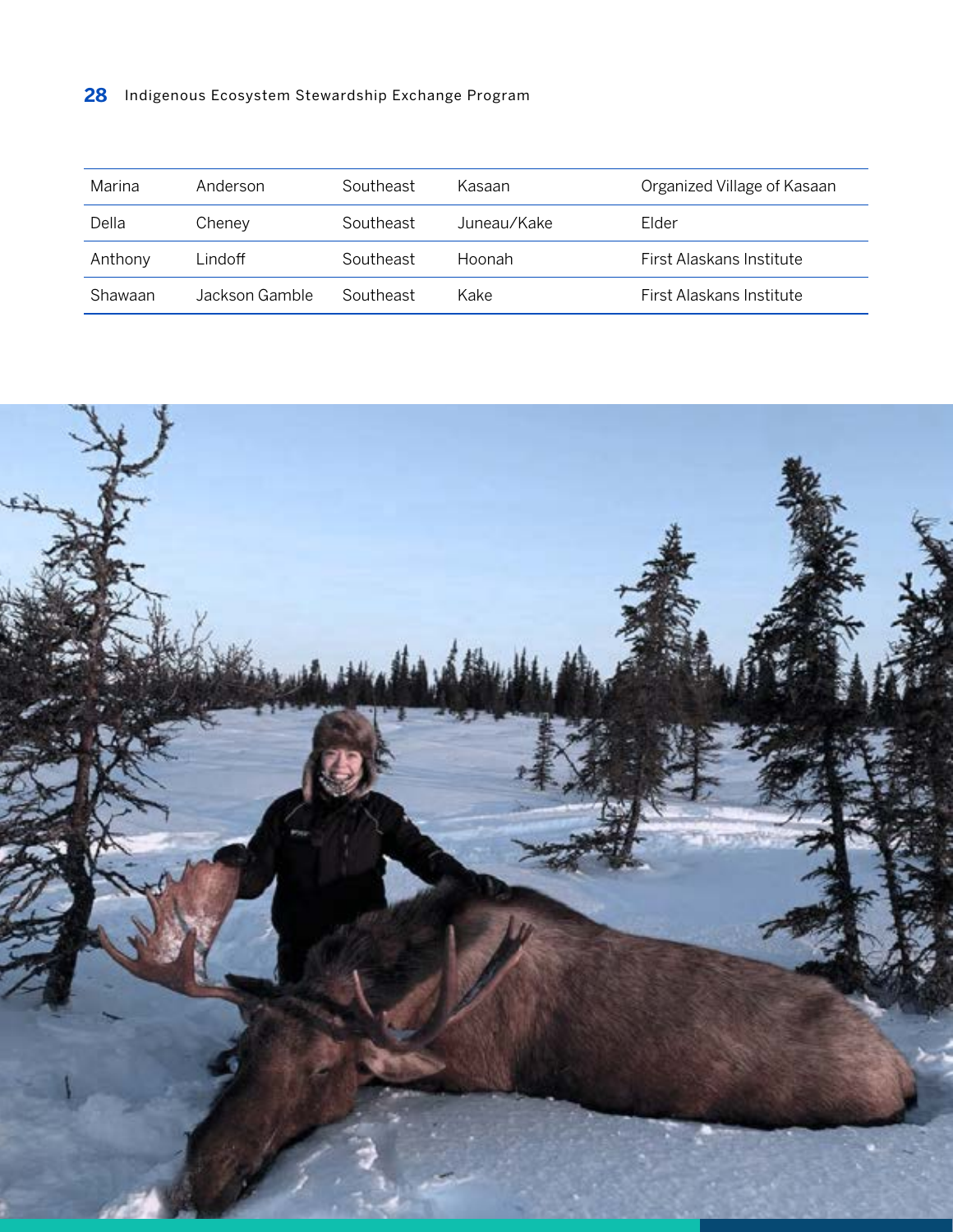| | | | | |
|---|---|---|---|---|
| Marina | Anderson | Southeast | Kasaan | Organized Village of Kasaan |
| Della | Cheney | Southeast | Juneau/Kake | Elder |
| Anthony | Lindoff | Southeast | Hoonah | First Alaskans Institute |
| Shawaan | Jackson Gamble | Southeast | Kake | First Alaskans Institute |